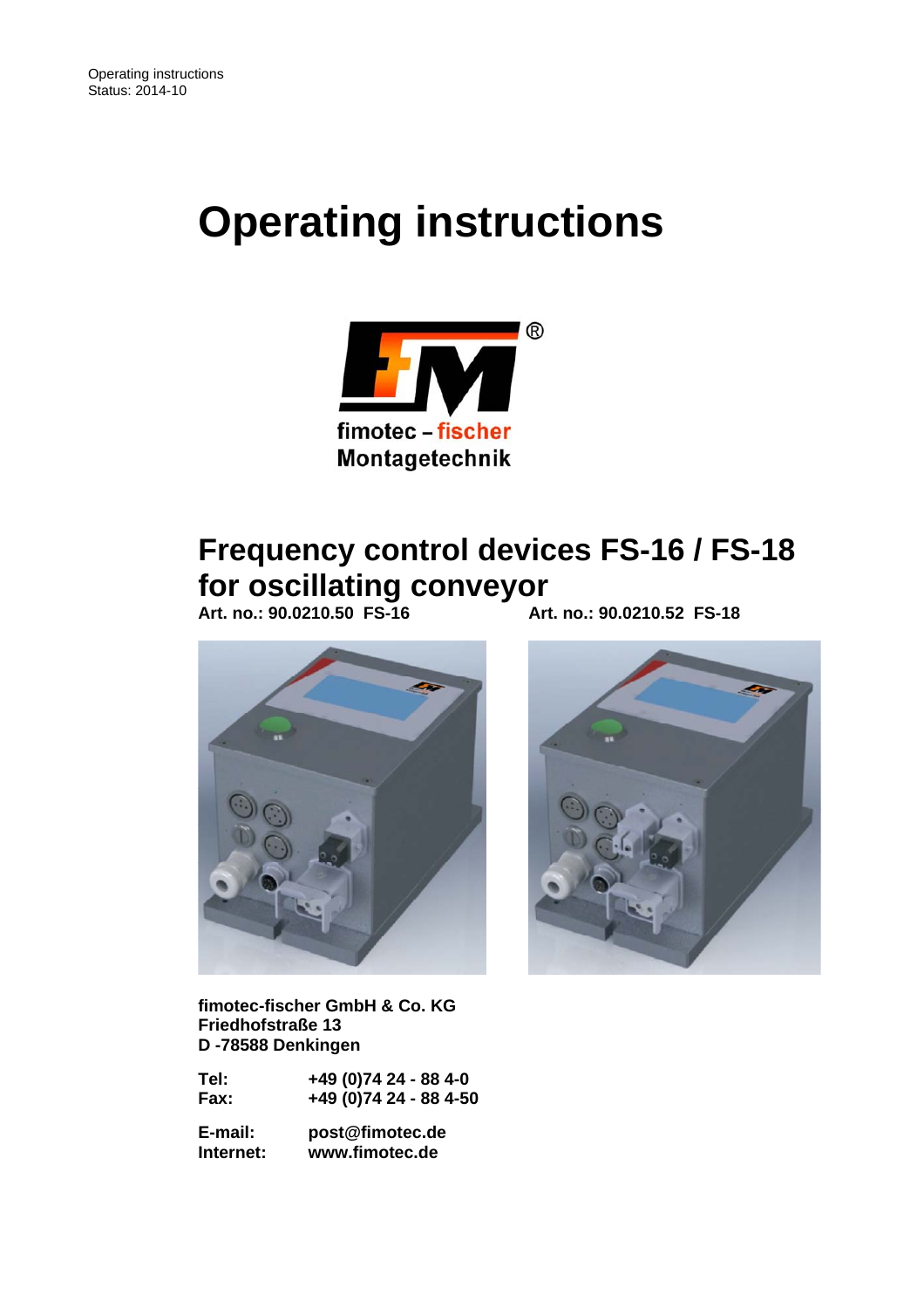Operating instructions
Status: 2014-10

# Operating instructions

fimotec – fischer
Montagetechnik

## Frequency control devices FS-16 / FS-18 for oscillating conveyor

**Art. no.: 90.0210.50 FS-16**

**Art. no.: 90.0210.52 FS-18**

**fimotec-fischer GmbH & Co. KG**
**Friedhofstraße 13**
**D -78588 Denkingen**

| | |
|---|---|
| **Tel:** | **+49 (0)74 24 - 88 4-0** |
| **Fax:** | **+49 (0)74 24 - 88 4-50** |
| **E-mail:** | **post@fimotec.de** |
| **Internet:** | **www.fimotec.de** |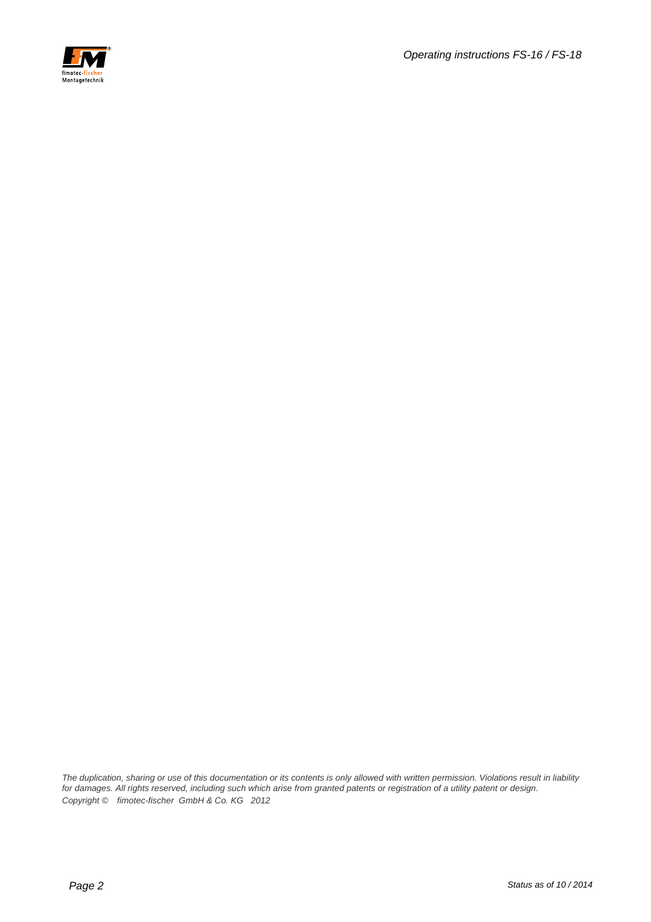*The duplication, sharing or use of this documentation or its contents is only allowed with written permission. Violations result in liability for damages. All rights reserved, including such which arise from granted patents or registration of a utility patent or design.*

*Copyright © fimotec-fischer GmbH & Co. KG 2012*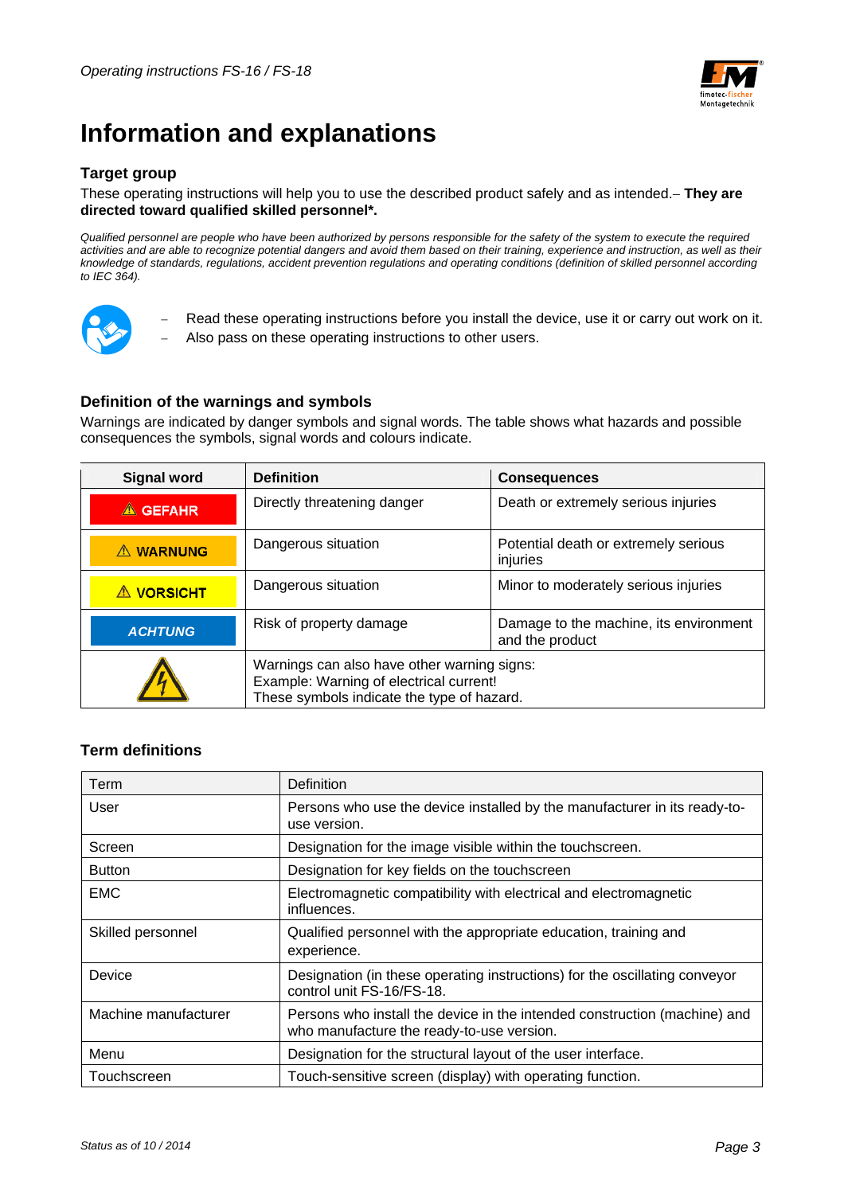# Information and explanations

## Target group

These operating instructions will help you to use the described product safely and as intended.– **They are directed toward qualified skilled personnel*.**

*Qualified personnel are people who have been authorized by persons responsible for the safety of the system to execute the required activities and are able to recognize potential dangers and avoid them based on their training, experience and instruction, as well as their knowledge of standards, regulations, accident prevention regulations and operating conditions (definition of skilled personnel according to IEC 364).*

- Read these operating instructions before you install the device, use it or carry out work on it.
- Also pass on these operating instructions to other users.

## Definition of the warnings and symbols

Warnings are indicated by danger symbols and signal words. The table shows what hazards and possible consequences the symbols, signal words and colours indicate.

| Signal word | Definition | Consequences |
|---|---|---|
| ⚠ GEFAHR | Directly threatening danger | Death or extremely serious injuries |
| ⚠ WARNUNG | Dangerous situation | Potential death or extremely serious injuries |
| ⚠ VORSICHT | Dangerous situation | Minor to moderately serious injuries |
| *ACHTUNG* | Risk of property damage | Damage to the machine, its environment and the product |
| ⚠ | Warnings can also have other warning signs:<br>Example: Warning of electrical current!<br>These symbols indicate the type of hazard. | |

## Term definitions

| Term | Definition |
|---|---|
| User | Persons who use the device installed by the manufacturer in its ready-to-use version. |
| Screen | Designation for the image visible within the touchscreen. |
| Button | Designation for key fields on the touchscreen |
| EMC | Electromagnetic compatibility with electrical and electromagnetic influences. |
| Skilled personnel | Qualified personnel with the appropriate education, training and experience. |
| Device | Designation (in these operating instructions) for the oscillating conveyor control unit FS-16/FS-18. |
| Machine manufacturer | Persons who install the device in the intended construction (machine) and who manufacture the ready-to-use version. |
| Menu | Designation for the structural layout of the user interface. |
| Touchscreen | Touch-sensitive screen (display) with operating function. |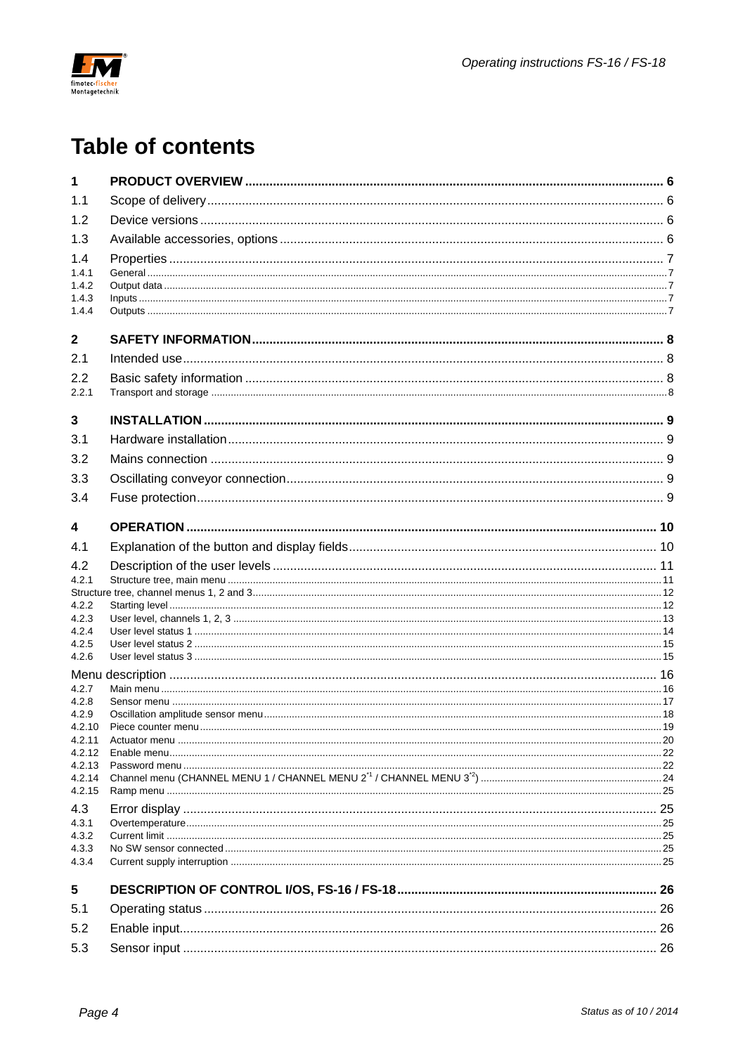# Table of contents

| | | |
|---|---|---|
| **1** | **PRODUCT OVERVIEW** | **6** |
| 1.1 | Scope of delivery | 6 |
| 1.2 | Device versions | 6 |
| 1.3 | Available accessories, options | 6 |
| 1.4 | Properties | 7 |
| 1.4.1 | General | 7 |
| 1.4.2 | Output data | 7 |
| 1.4.3 | Inputs | 7 |
| 1.4.4 | Outputs | 7 |
| **2** | **SAFETY INFORMATION** | **8** |
| 2.1 | Intended use | 8 |
| 2.2 | Basic safety information | 8 |
| 2.2.1 | Transport and storage | 8 |
| **3** | **INSTALLATION** | **9** |
| 3.1 | Hardware installation | 9 |
| 3.2 | Mains connection | 9 |
| 3.3 | Oscillating conveyor connection | 9 |
| 3.4 | Fuse protection | 9 |
| **4** | **OPERATION** | **10** |
| 4.1 | Explanation of the button and display fields | 10 |
| 4.2 | Description of the user levels | 11 |
| 4.2.1 | Structure tree, main menu | 11 |
| Structure tree, channel menus 1, 2 and 3 | | 12 |
| 4.2.2 | Starting level | 12 |
| 4.2.3 | User level, channels 1, 2, 3 | 13 |
| 4.2.4 | User level status 1 | 14 |
| 4.2.5 | User level status 2 | 15 |
| 4.2.6 | User level status 3 | 15 |
| Menu description | | 16 |
| 4.2.7 | Main menu | 16 |
| 4.2.8 | Sensor menu | 17 |
| 4.2.9 | Oscillation amplitude sensor menu | 18 |
| 4.2.10 | Piece counter menu | 19 |
| 4.2.11 | Actuator menu | 20 |
| 4.2.12 | Enable menu | 22 |
| 4.2.13 | Password menu | 22 |
| 4.2.14 | Channel menu (CHANNEL MENU 1 / CHANNEL MENU 2[*1] / CHANNEL MENU 3[*2]) | 24 |
| 4.2.15 | Ramp menu | 25 |
| 4.3 | Error display | 25 |
| 4.3.1 | Overtemperature | 25 |
| 4.3.2 | Current limit | 25 |
| 4.3.3 | No SW sensor connected | 25 |
| 4.3.4 | Current supply interruption | 25 |
| **5** | **DESCRIPTION OF CONTROL I/OS, FS-16 / FS-18** | **26** |
| 5.1 | Operating status | 26 |
| 5.2 | Enable input | 26 |
| 5.3 | Sensor input | 26 |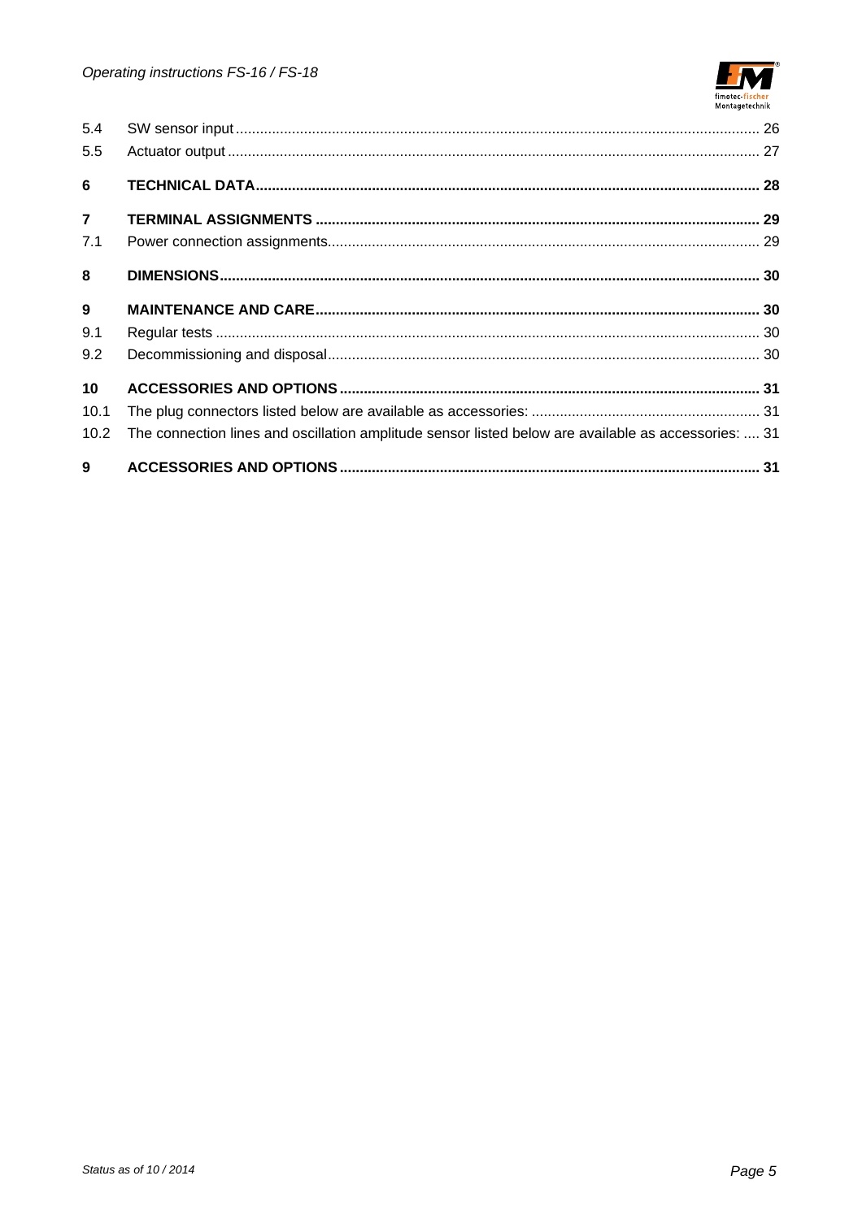| | | |
|---|---|---|
| 5.4 | SW sensor input | 26 |
| 5.5 | Actuator output | 27 |
| **6** | **TECHNICAL DATA** | **28** |
| **7** | **TERMINAL ASSIGNMENTS** | **29** |
| 7.1 | Power connection assignments | 29 |
| **8** | **DIMENSIONS** | **30** |
| **9** | **MAINTENANCE AND CARE** | **30** |
| 9.1 | Regular tests | 30 |
| 9.2 | Decommissioning and disposal | 30 |
| **10** | **ACCESSORIES AND OPTIONS** | **31** |
| 10.1 | The plug connectors listed below are available as accessories: | 31 |
| 10.2 | The connection lines and oscillation amplitude sensor listed below are available as accessories: | 31 |
| **9** | **ACCESSORIES AND OPTIONS** | **31** |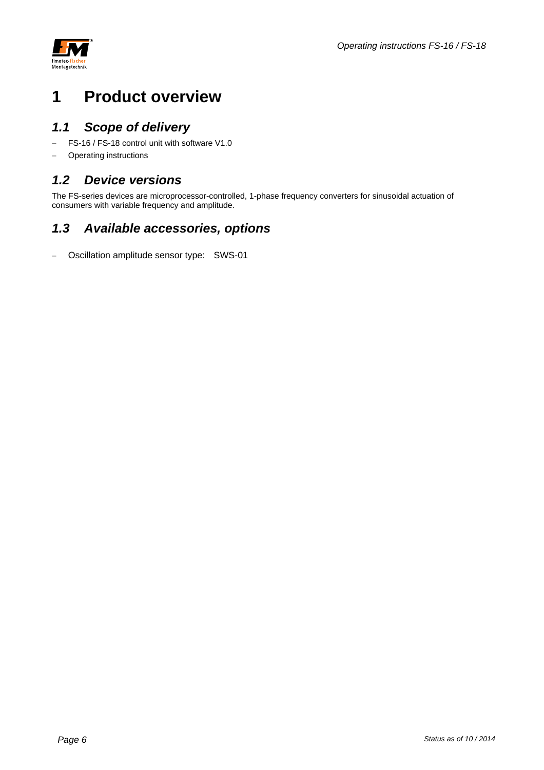# 1 Product overview

## *1.1 Scope of delivery*

- FS-16 / FS-18 control unit with software V1.0
- Operating instructions

## *1.2 Device versions*

The FS-series devices are microprocessor-controlled, 1-phase frequency converters for sinusoidal actuation of consumers with variable frequency and amplitude.

## *1.3 Available accessories, options*

- Oscillation amplitude sensor type: SWS-01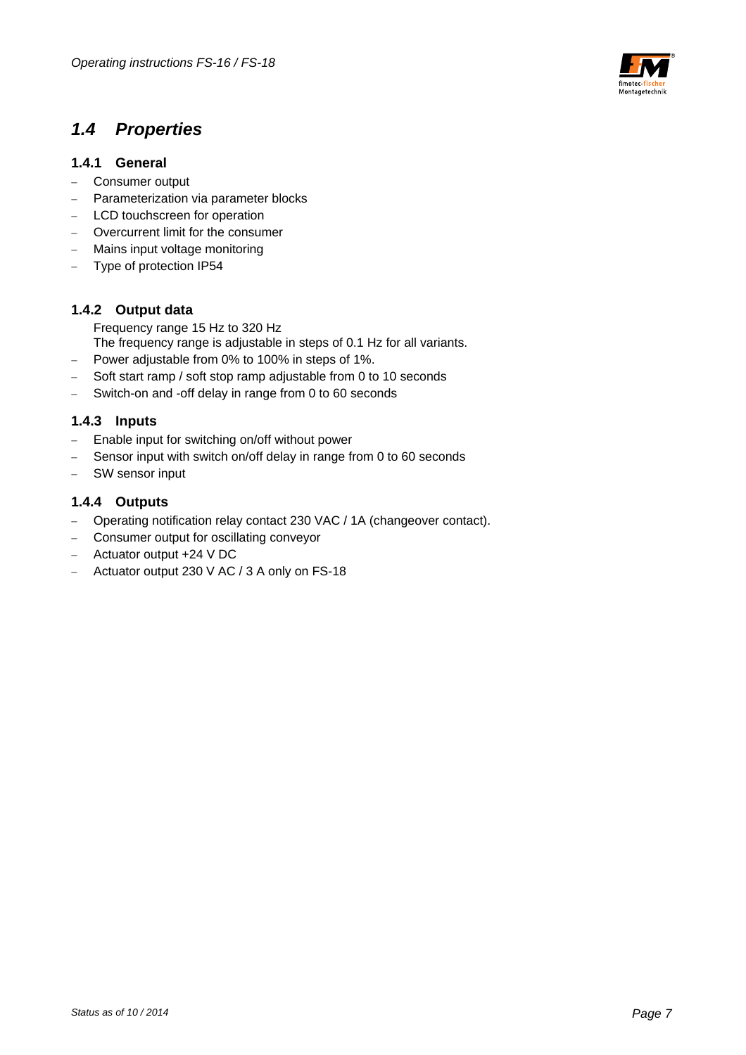## 1.4 Properties

### 1.4.1 General

- Consumer output
- Parameterization via parameter blocks
- LCD touchscreen for operation
- Overcurrent limit for the consumer
- Mains input voltage monitoring
- Type of protection IP54

### 1.4.2 Output data

Frequency range 15 Hz to 320 Hz
The frequency range is adjustable in steps of 0.1 Hz for all variants.

- Power adjustable from 0% to 100% in steps of 1%.
- Soft start ramp / soft stop ramp adjustable from 0 to 10 seconds
- Switch-on and -off delay in range from 0 to 60 seconds

### 1.4.3 Inputs

- Enable input for switching on/off without power
- Sensor input with switch on/off delay in range from 0 to 60 seconds
- SW sensor input

### 1.4.4 Outputs

- Operating notification relay contact 230 VAC / 1A (changeover contact).
- Consumer output for oscillating conveyor
- Actuator output +24 V DC
- Actuator output 230 V AC / 3 A only on FS-18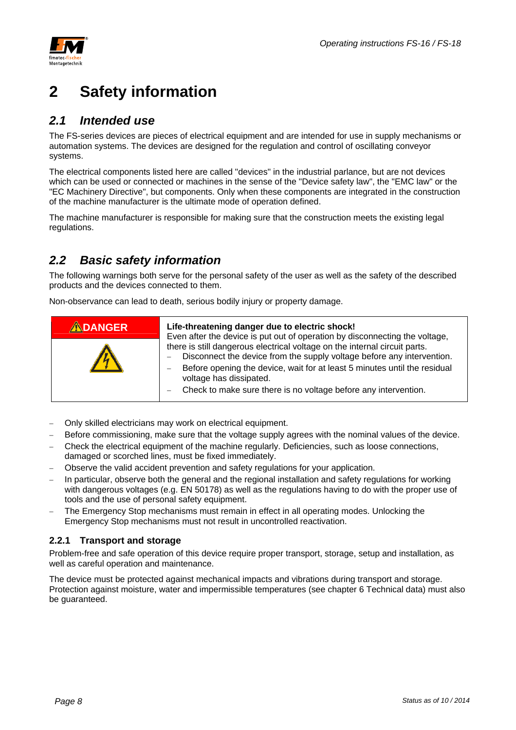# 2 Safety information

## 2.1 *Intended use*

The FS-series devices are pieces of electrical equipment and are intended for use in supply mechanisms or automation systems. The devices are designed for the regulation and control of oscillating conveyor systems.

The electrical components listed here are called "devices" in the industrial parlance, but are not devices which can be used or connected or machines in the sense of the "Device safety law", the "EMC law" or the "EC Machinery Directive", but components. Only when these components are integrated in the construction of the machine manufacturer is the ultimate mode of operation defined.

The machine manufacturer is responsible for making sure that the construction meets the existing legal regulations.

## 2.2 *Basic safety information*

The following warnings both serve for the personal safety of the user as well as the safety of the described products and the devices connected to them.

Non-observance can lead to death, serious bodily injury or property damage.

| ⚠DANGER | **Life-threatening danger due to electric shock!**<br>Even after the device is put out of operation by disconnecting the voltage, there is still dangerous electrical voltage on the internal circuit parts.<br>– Disconnect the device from the supply voltage before any intervention.<br>– Before opening the device, wait for at least 5 minutes until the residual voltage has dissipated.<br>– Check to make sure there is no voltage before any intervention. |
|---|---|

- Only skilled electricians may work on electrical equipment.
- Before commissioning, make sure that the voltage supply agrees with the nominal values of the device.
- Check the electrical equipment of the machine regularly. Deficiencies, such as loose connections, damaged or scorched lines, must be fixed immediately.
- Observe the valid accident prevention and safety regulations for your application.
- In particular, observe both the general and the regional installation and safety regulations for working with dangerous voltages (e.g. EN 50178) as well as the regulations having to do with the proper use of tools and the use of personal safety equipment.
- The Emergency Stop mechanisms must remain in effect in all operating modes. Unlocking the Emergency Stop mechanisms must not result in uncontrolled reactivation.

### 2.2.1 Transport and storage

Problem-free and safe operation of this device require proper transport, storage, setup and installation, as well as careful operation and maintenance.

The device must be protected against mechanical impacts and vibrations during transport and storage. Protection against moisture, water and impermissible temperatures (see chapter 6 Technical data) must also be guaranteed.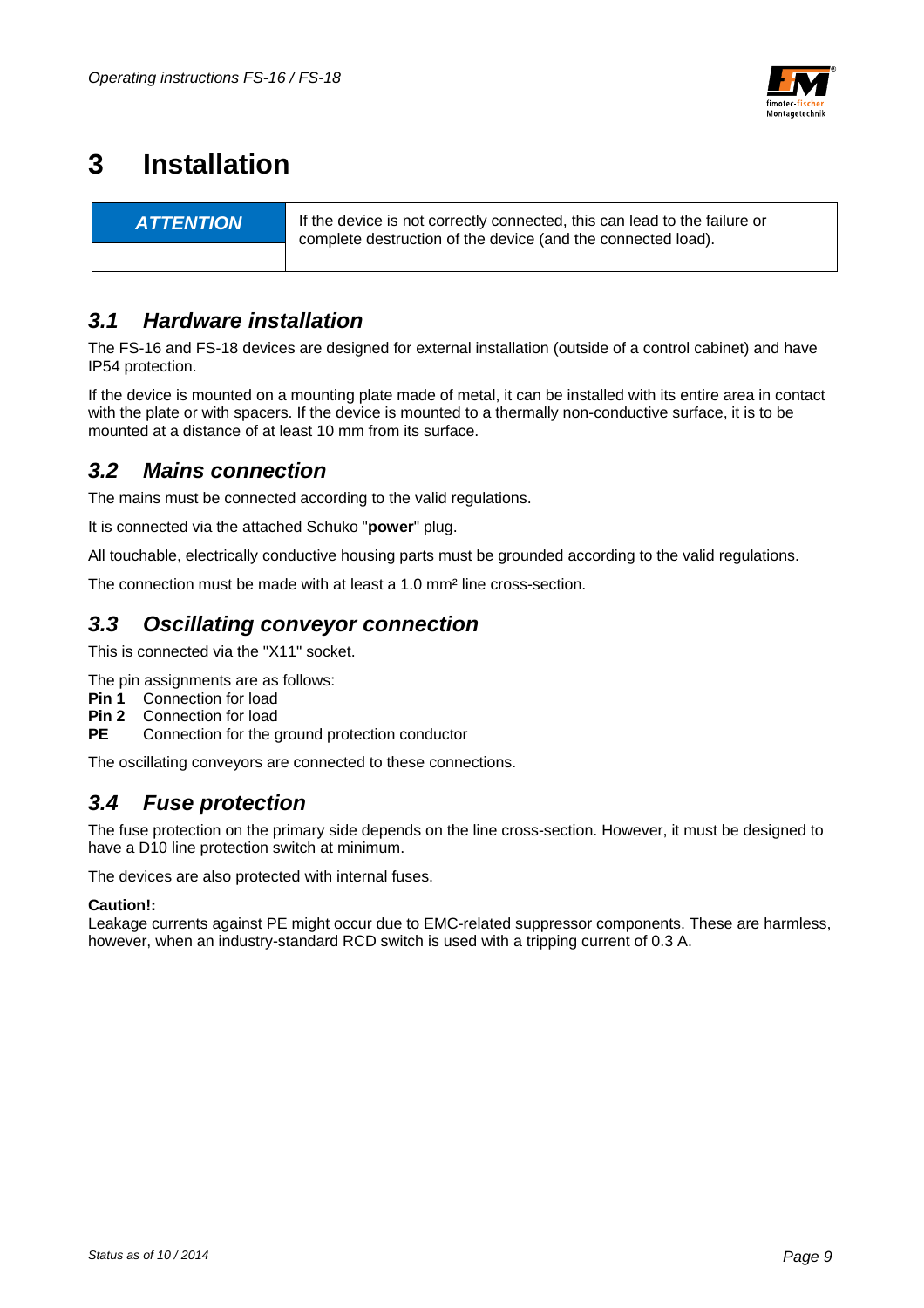# 3 Installation

| ATTENTION | If the device is not correctly connected, this can lead to the failure or complete destruction of the device (and the connected load). |
|---|---|

## 3.1 Hardware installation

The FS-16 and FS-18 devices are designed for external installation (outside of a control cabinet) and have IP54 protection.

If the device is mounted on a mounting plate made of metal, it can be installed with its entire area in contact with the plate or with spacers. If the device is mounted to a thermally non-conductive surface, it is to be mounted at a distance of at least 10 mm from its surface.

## 3.2 Mains connection

The mains must be connected according to the valid regulations.

It is connected via the attached Schuko "**power**" plug.

All touchable, electrically conductive housing parts must be grounded according to the valid regulations.

The connection must be made with at least a 1.0 mm² line cross-section.

## 3.3 Oscillating conveyor connection

This is connected via the "X11" socket.

The pin assignments are as follows:

**Pin 1** Connection for load
**Pin 2** Connection for load
**PE** Connection for the ground protection conductor

The oscillating conveyors are connected to these connections.

## 3.4 Fuse protection

The fuse protection on the primary side depends on the line cross-section. However, it must be designed to have a D10 line protection switch at minimum.

The devices are also protected with internal fuses.

**Caution!:**
Leakage currents against PE might occur due to EMC-related suppressor components. These are harmless, however, when an industry-standard RCD switch is used with a tripping current of 0.3 A.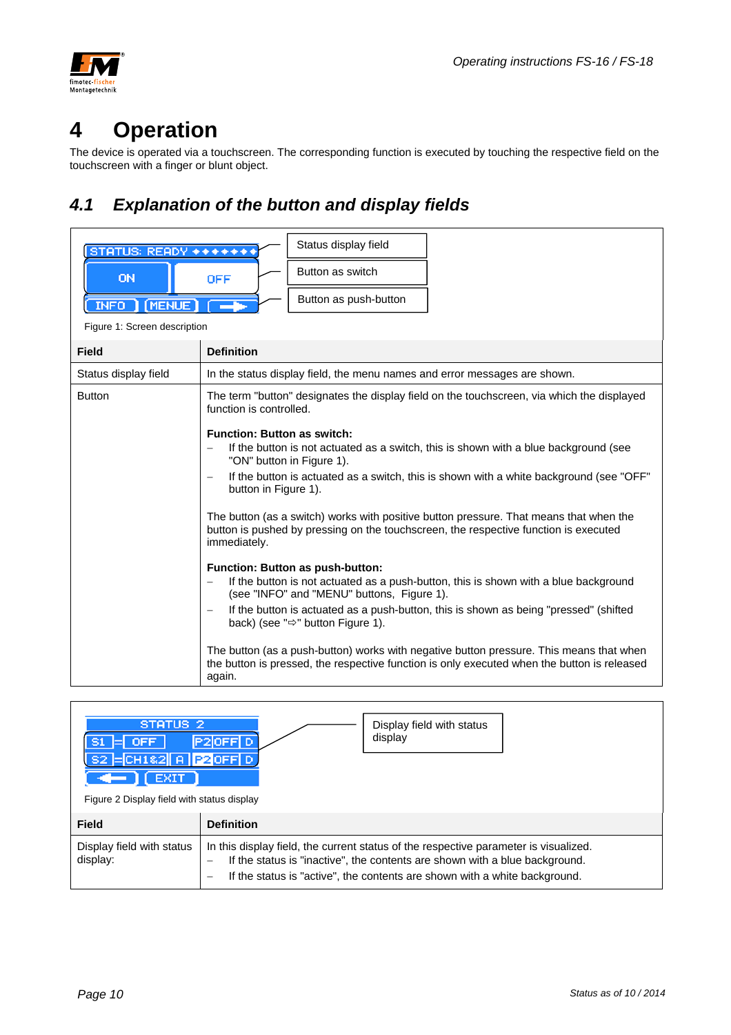# 4 Operation

The device is operated via a touchscreen. The corresponding function is executed by touching the respective field on the touchscreen with a finger or blunt object.

## 4.1 Explanation of the button and display fields

Status display field

Button as switch

Button as push-button

Figure 1: Screen description

| Field | Definition |
|---|---|
| Status display field | In the status display field, the menu names and error messages are shown. |
| Button | The term "button" designates the display field on the touchscreen, via which the displayed function is controlled.<br><br>**Function: Button as switch:**<br>– If the button is not actuated as a switch, this is shown with a blue background (see "ON" button in Figure 1).<br>– If the button is actuated as a switch, this is shown with a white background (see "OFF" button in Figure 1).<br><br>The button (as a switch) works with positive button pressure. That means that when the button is pushed by pressing on the touchscreen, the respective function is executed immediately.<br><br>**Function: Button as push-button:**<br>– If the button is not actuated as a push-button, this is shown with a blue background (see "INFO" and "MENU" buttons, Figure 1).<br>– If the button is actuated as a push-button, this is shown as being "pressed" (shifted back) (see "⇨" button Figure 1).<br><br>The button (as a push-button) works with negative button pressure. This means that when the button is pressed, the respective function is only executed when the button is released again. |

Display field with status display

Figure 2 Display field with status display

| Field | Definition |
|---|---|
| Display field with status display: | In this display field, the current status of the respective parameter is visualized.<br>– If the status is "inactive", the contents are shown with a blue background.<br>– If the status is "active", the contents are shown with a white background. |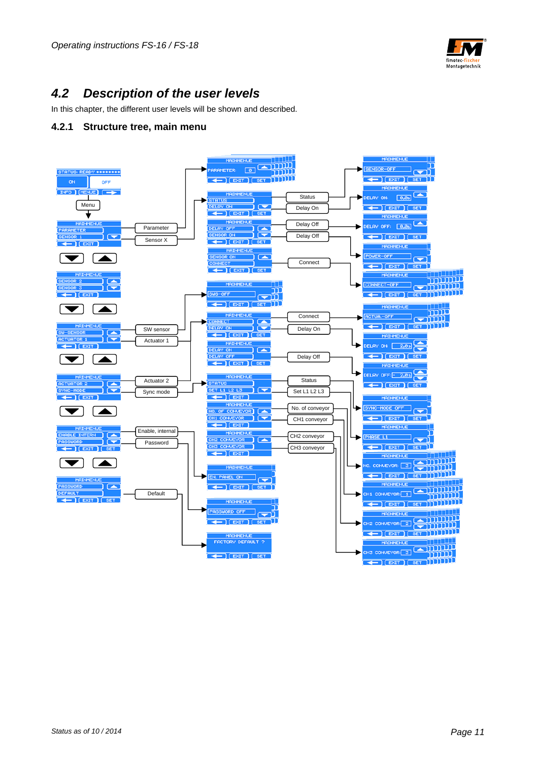## 4.2 Description of the user levels

In this chapter, the different user levels will be shown and described.

### 4.2.1 Structure tree, main menu

STATUS: READY ++++++++

ON OFF

INFO | MENUE | →

Menu

MAINMENUE: PARAMETER / SENSOR 1 — Parameter, Sensor X

MAINMENUE: SENSOR 2 / SENSOR 3

MAINMENUE: SW-SENSOR / ACTUATOR 1 — SW sensor, Actuator 1

MAINMENUE: ACTUATOR 2 / SYNC-MODE — Actuator 2, Sync mode

MAINMENUE: ENABLE INTERN / PASSWORD — Enable, internal, Password

MAINMENUE: PASSWORD / DEFAULT — Default

MAINMENUE: PARAMETER: 0

MAINMENUE: STATUS / DELAY ON — Status, Delay On

MAINMENUE: DELAY OFF / SENSOR ON — Delay Off, Delay Off

MAINMENUE: SENSOR ON / CONNECT — Connect

MAINMENUE: SWS-OFF

MAINMENUE: CONNECT / DELAY ON — Connect, Delay On

MAINMENUE: DELAY ON / DELAY OFF — Delay Off

MAINMENUE: STATUS / SET L1 L2 L3 — Status, Set L1 L2 L3

MAINMENUE: NO. OF CONVEYOR / CH1 CONVEYOR — No. of conveyor, CH1 conveyor

MAINMENUE: CH2 CONVEYOR / CH3 CONVEYOR — CH2 conveyor, CH3 conveyor

MAINMENUE: EN. PANEL ON

MAINMENUE: PASSWORD OFF

MAINMENUE: FACTORY DEFAULT ?

MAINMENUE: SENSOR-OFF

MAINMENUE: DELAY ON: 0,0s

MAINMENUE: DELAY OFF: 0,0s

MAINMENUE: POWER-OFF

MAINMENUE: CONNECT-OFF

MAINMENUE: ACTUA.-OFF

MAINMENUE: DELAY ON: 2,0s

MAINMENUE: DELAY OFF: - 2,0s

MAINMENUE: SYNC-MODE OFF

MAINMENUE: PHASE L1

MAINMENUE: NO. CONVEYOR: 3

MAINMENUE: CH1 CONVEYOR: 1

MAINMENUE: CH2 CONVEYOR: 2

MAINMENUE: CH3 CONVEYOR: 3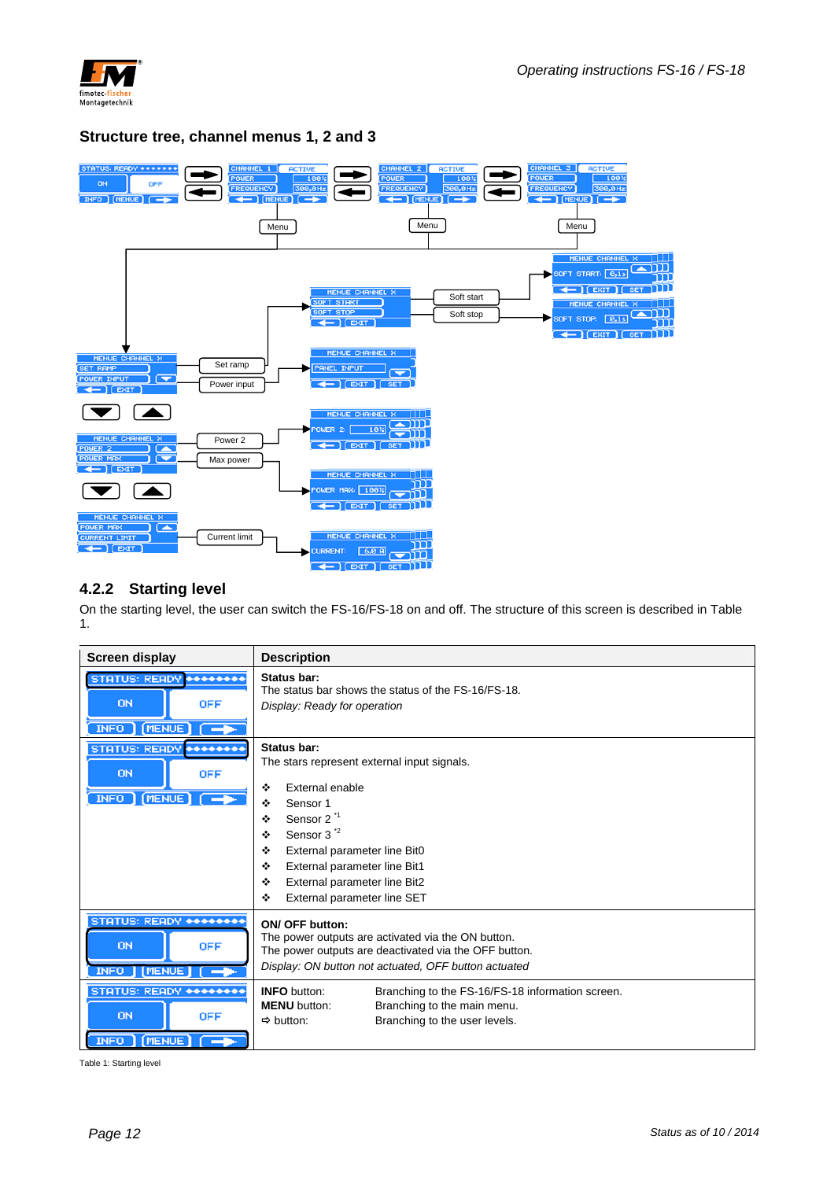## Structure tree, channel menus 1, 2 and 3

Menu | Menu | Menu

Soft start | Soft stop | Set ramp | Power input | Power 2 | Max power | Current limit

### 4.2.2 Starting level

On the starting level, the user can switch the FS-16/FS-18 on and off. The structure of this screen is described in Table 1.

| Screen display | Description |
|---|---|
| STATUS: READY ●●●●●●●● / ON / OFF / INFO / MENUE / ⇨ | **Status bar:**<br>The status bar shows the status of the FS-16/FS-18.<br>*Display: Ready for operation* |
| STATUS: READY ●●●●●●●● / ON / OFF / INFO / MENUE / ⇨ | **Status bar:**<br>The stars represent external input signals.<br>❖ External enable<br>❖ Sensor 1<br>❖ Sensor 2 [*1]<br>❖ Sensor 3 [*2]<br>❖ External parameter line Bit0<br>❖ External parameter line Bit1<br>❖ External parameter line Bit2<br>❖ External parameter line SET |
| STATUS: READY ●●●●●●●● / ON / OFF / INFO / MENUE / ⇨ | **ON/ OFF button:**<br>The power outputs are activated via the ON button.<br>The power outputs are deactivated via the OFF button.<br>*Display: ON button not actuated, OFF button actuated* |
| STATUS: READY ●●●●●●●● / ON / OFF / INFO / MENUE / ⇨ | **INFO** button: Branching to the FS-16/FS-18 information screen.<br>**MENU** button: Branching to the main menu.<br>⇨ button: Branching to the user levels. |

Table 1: Starting level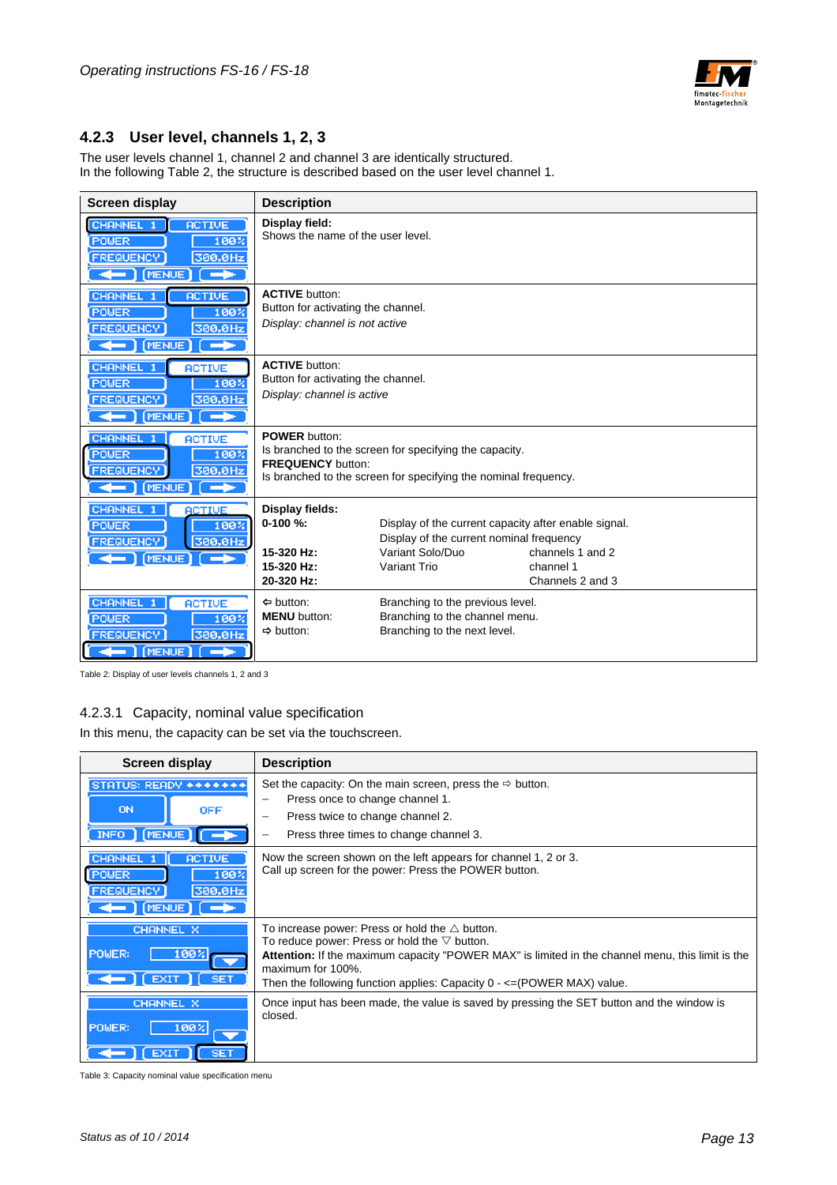## 4.2.3 User level, channels 1, 2, 3

The user levels channel 1, channel 2 and channel 3 are identically structured.
In the following Table 2, the structure is described based on the user level channel 1.

| Screen display | Description |
|---|---|
| CHANNEL 1 / ACTIVE / POWER 100% / FREQUENCY 300,0Hz / ← MENUE → | **Display field:** Shows the name of the user level. |
| CHANNEL 1 / ACTIVE / POWER 100% / FREQUENCY 300,0Hz / ← MENUE → | **ACTIVE** button: Button for activating the channel. *Display: channel is not active* |
| CHANNEL 1 / ACTIVE / POWER 100% / FREQUENCY 300,0Hz / ← MENUE → | **ACTIVE** button: Button for activating the channel. *Display: channel is active* |
| CHANNEL 1 / ACTIVE / POWER 100% / FREQUENCY 300,0Hz / ← MENUE → | **POWER** button: Is branched to the screen for specifying the capacity. **FREQUENCY** button: Is branched to the screen for specifying the nominal frequency. |
| CHANNEL 1 / ACTIVE / POWER 100% / FREQUENCY 300,0Hz / ← MENUE → | **Display fields:** **0-100 %:** Display of the current capacity after enable signal. Display of the current nominal frequency. **15-320 Hz:** Variant Solo/Duo – channels 1 and 2. **15-320 Hz:** Variant Trio – channel 1. **20-320 Hz:** Channels 2 and 3 |
| CHANNEL 1 / ACTIVE / POWER 100% / FREQUENCY 300,0Hz / ← MENUE → | ⇦ button: Branching to the previous level. **MENU** button: Branching to the channel menu. ⇨ button: Branching to the next level. |

Table 2: Display of user levels channels 1, 2 and 3

### 4.2.3.1 Capacity, nominal value specification

In this menu, the capacity can be set via the touchscreen.

| Screen display | Description |
|---|---|
| STATUS: READY / ON / OFF / INFO / MENUE / → | Set the capacity: On the main screen, press the ⇨ button.<br>– Press once to change channel 1.<br>– Press twice to change channel 2.<br>– Press three times to change channel 3. |
| CHANNEL 1 / ACTIVE / POWER 100% / FREQUENCY 300,0Hz / ← MENUE → | Now the screen shown on the left appears for channel 1, 2 or 3. Call up screen for the power: Press the POWER button. |
| CHANNEL X / POWER: 100% / ← EXIT SET | To increase power: Press or hold the △ button. To reduce power: Press or hold the ▽ button. **Attention:** If the maximum capacity "POWER MAX" is limited in the channel menu, this limit is the maximum for 100%. Then the following function applies: Capacity 0 - <=(POWER MAX) value. |
| CHANNEL X / POWER: 100% / ← EXIT SET | Once input has been made, the value is saved by pressing the SET button and the window is closed. |

Table 3: Capacity nominal value specification menu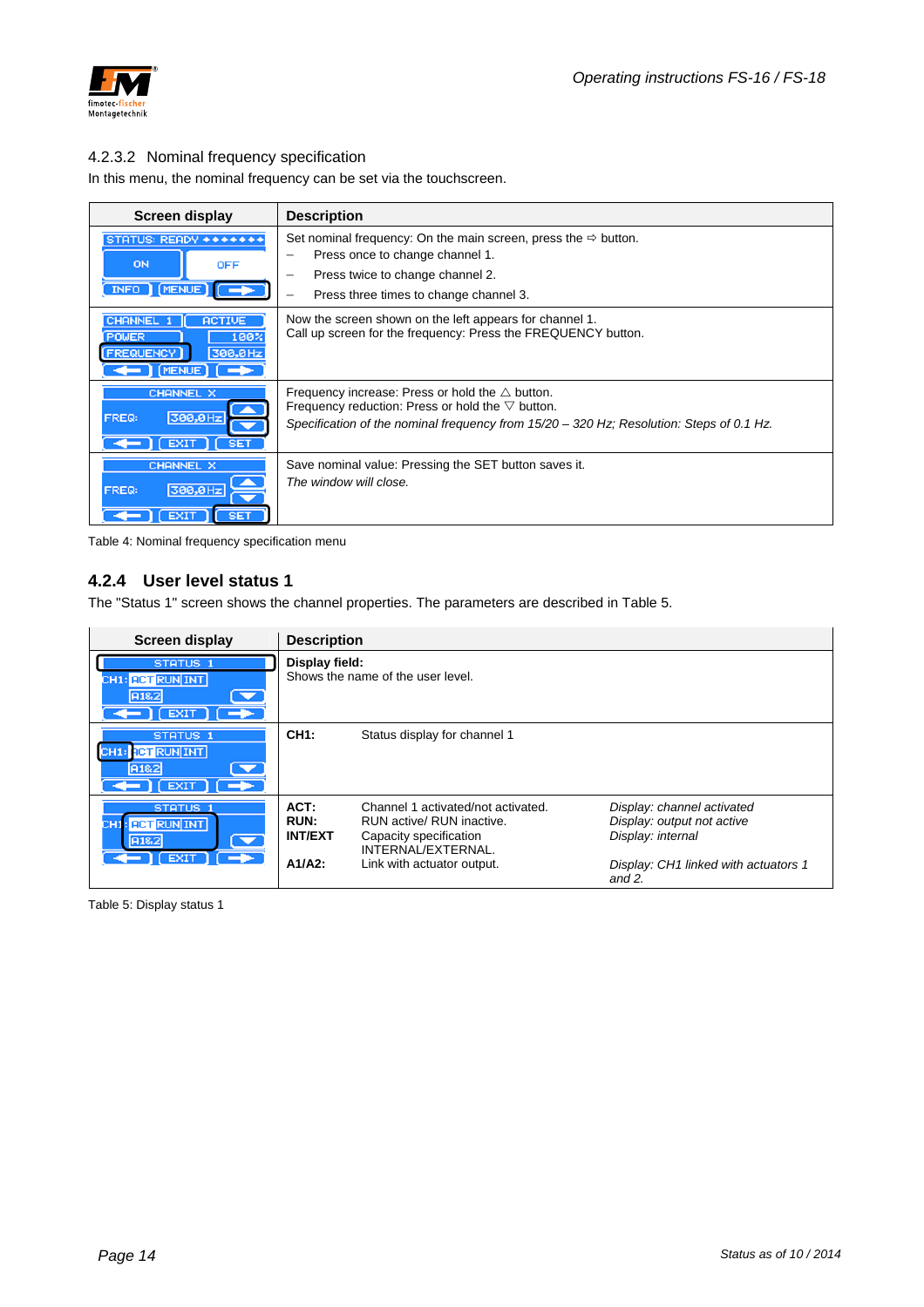### 4.2.3.2 Nominal frequency specification

In this menu, the nominal frequency can be set via the touchscreen.

| Screen display | Description |
|---|---|
| STATUS: READY ••••••• / ON / OFF / INFO / MENUE / ➡ | Set nominal frequency: On the main screen, press the ⇨ button.<br>– Press once to change channel 1.<br>– Press twice to change channel 2.<br>– Press three times to change channel 3. |
| CHANNEL 1 / ACTIVE / POWER / 100% / FREQUENCY / 300,0Hz / ⬅ / MENUE / ➡ | Now the screen shown on the left appears for channel 1.<br>Call up screen for the frequency: Press the FREQUENCY button. |
| CHANNEL X / FREQ: 300,0Hz / ▲ / ▼ / ⬅ / EXIT / SET | Frequency increase: Press or hold the △ button.<br>Frequency reduction: Press or hold the ▽ button.<br>*Specification of the nominal frequency from 15/20 – 320 Hz; Resolution: Steps of 0.1 Hz.* |
| CHANNEL X / FREQ: 300,0Hz / ▲ / ▼ / ⬅ / EXIT / SET | Save nominal value: Pressing the SET button saves it.<br>*The window will close.* |

Table 4: Nominal frequency specification menu

## 4.2.4 User level status 1

The "Status 1" screen shows the channel properties. The parameters are described in Table 5.

| Screen display | Description | | |
|---|---|---|---|
| STATUS 1 / CH1: ACT RUN INT / A1&2 / ▼ / ⬅ / EXIT / ➡ | **Display field:**<br>Shows the name of the user level. | | |
| STATUS 1 / CH1: ACT RUN INT / A1&2 / ▼ / ⬅ / EXIT / ➡ | **CH1:** | Status display for channel 1 | |
| STATUS 1 / CH1: ACT RUN INT / A1&2 / ▼ / ⬅ / EXIT / ➡ | **ACT:**<br>**RUN:**<br>**INT/EXT**<br><br>**A1/A2:** | Channel 1 activated/not activated.<br>RUN active/ RUN inactive.<br>Capacity specification INTERNAL/EXTERNAL.<br>Link with actuator output. | *Display: channel activated*<br>*Display: output not active*<br>*Display: internal*<br><br>*Display: CH1 linked with actuators 1 and 2.* |

Table 5: Display status 1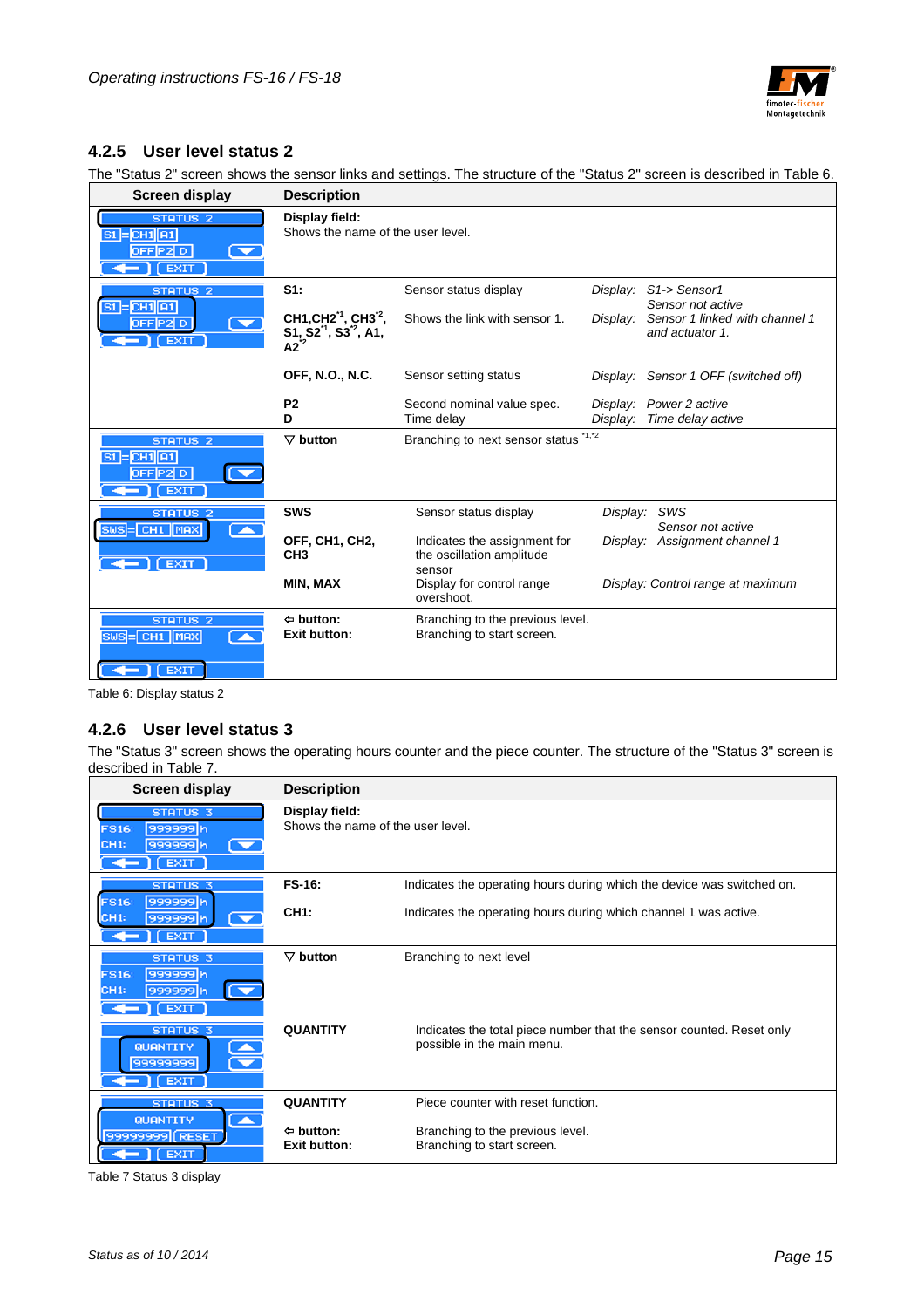## 4.2.5 User level status 2

The "Status 2" screen shows the sensor links and settings. The structure of the "Status 2" screen is described in Table 6.

| Screen display | Description | | |
|---|---|---|---|
| STATUS 2 / S1 = CH1 A1 / OFF P2 D / EXIT | **Display field:** Shows the name of the user level. | | |
| STATUS 2 / S1 = CH1 A1 / OFF P2 D / EXIT | **S1:** | Sensor status display | *Display: S1-> Sensor1 Sensor not active* |
| | **CH1,CH2**[*1]**, CH3**[*2]**, S1, S2**[*1]**, S3**[*2]**, A1, A2**[*2] | Shows the link with sensor 1. | *Display: Sensor 1 linked with channel 1 and actuator 1.* |
| | **OFF, N.O., N.C.** | Sensor setting status | *Display: Sensor 1 OFF (switched off)* |
| | **P2** | Second nominal value spec. | *Display: Power 2 active* |
| | **D** | Time delay | *Display: Time delay active* |
| STATUS 2 / S1 = CH1 A1 / OFF P2 D / EXIT | **▽ button** | Branching to next sensor status [*1,*2] | |
| STATUS 2 / SWS = CH1 MAX / EXIT | **SWS** | Sensor status display | *Display: SWS Sensor not active* |
| | **OFF, CH1, CH2, CH3** | Indicates the assignment for the oscillation amplitude sensor | *Display: Assignment channel 1* |
| | **MIN, MAX** | Display for control range overshoot. | *Display: Control range at maximum* |
| STATUS 2 / SWS = CH1 MAX / EXIT | **⇦ button:** | Branching to the previous level. | |
| | **Exit button:** | Branching to start screen. | |

Table 6: Display status 2

## 4.2.6 User level status 3

The "Status 3" screen shows the operating hours counter and the piece counter. The structure of the "Status 3" screen is described in Table 7.

| Screen display | Description | |
|---|---|---|
| STATUS 3 / FS16: 999999 h / CH1: 999999 h / EXIT | **Display field:** Shows the name of the user level. | |
| STATUS 3 / FS16: 999999 h / CH1: 999999 h / EXIT | **FS-16:** | Indicates the operating hours during which the device was switched on. |
| | **CH1:** | Indicates the operating hours during which channel 1 was active. |
| STATUS 3 / FS16: 999999 h / CH1: 999999 h / EXIT | **▽ button** | Branching to next level |
| STATUS 3 / QUANTITY / 99999999 / EXIT | **QUANTITY** | Indicates the total piece number that the sensor counted. Reset only possible in the main menu. |
| STATUS 3 / QUANTITY / 99999999 RESET / EXIT | **QUANTITY** | Piece counter with reset function. |
| | **⇦ button:** | Branching to the previous level. |
| | **Exit button:** | Branching to start screen. |

Table 7 Status 3 display

Status as of 10 / 2014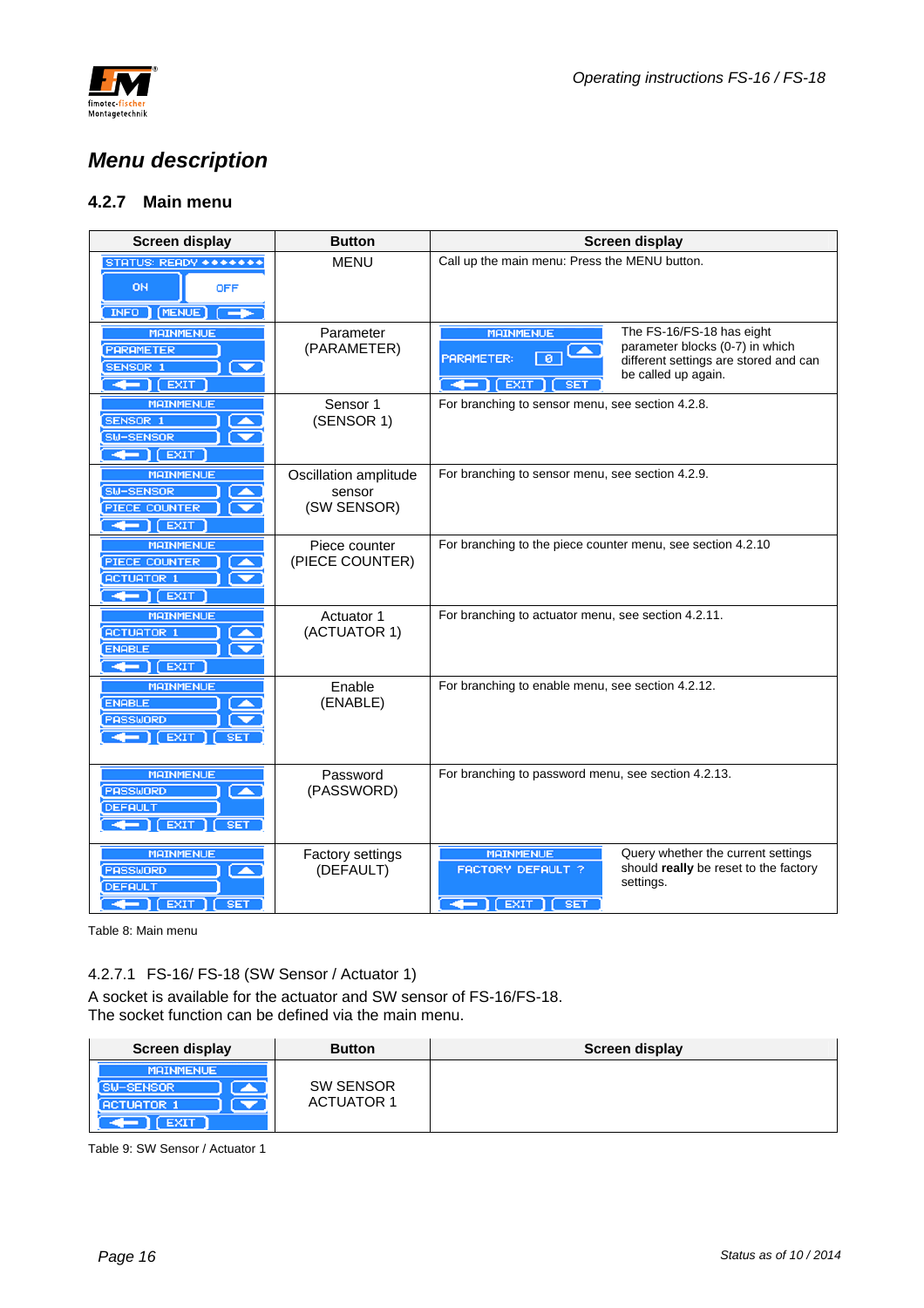# Menu description

## 4.2.7 Main menu

| Screen display | Button | Screen display |
|---|---|---|
| STATUS: READY ◆◆◆◆◆◆◆ ON OFF INFO MENUE → | MENU | Call up the main menu: Press the MENU button. |
| MAINMENUE PARAMETER SENSOR 1 EXIT | Parameter (PARAMETER) | MAINMENUE PARAMETER: 0 EXIT SET — The FS-16/FS-18 has eight parameter blocks (0-7) in which different settings are stored and can be called up again. |
| MAINMENUE SENSOR 1 SW-SENSOR EXIT | Sensor 1 (SENSOR 1) | For branching to sensor menu, see section 4.2.8. |
| MAINMENUE SW-SENSOR PIECE COUNTER EXIT | Oscillation amplitude sensor (SW SENSOR) | For branching to sensor menu, see section 4.2.9. |
| MAINMENUE PIECE COUNTER ACTUATOR 1 EXIT | Piece counter (PIECE COUNTER) | For branching to the piece counter menu, see section 4.2.10 |
| MAINMENUE ACTUATOR 1 ENABLE EXIT | Actuator 1 (ACTUATOR 1) | For branching to actuator menu, see section 4.2.11. |
| MAINMENUE ENABLE PASSWORD EXIT SET | Enable (ENABLE) | For branching to enable menu, see section 4.2.12. |
| MAINMENUE PASSWORD DEFAULT EXIT SET | Password (PASSWORD) | For branching to password menu, see section 4.2.13. |
| MAINMENUE PASSWORD DEFAULT EXIT SET | Factory settings (DEFAULT) | MAINMENUE FACTORY DEFAULT ? EXIT SET — Query whether the current settings should **really** be reset to the factory settings. |

Table 8: Main menu

### 4.2.7.1 FS-16/ FS-18 (SW Sensor / Actuator 1)

A socket is available for the actuator and SW sensor of FS-16/FS-18.
The socket function can be defined via the main menu.

| Screen display | Button | Screen display |
|---|---|---|
| MAINMENUE SW-SENSOR ACTUATOR 1 EXIT | SW SENSOR ACTUATOR 1 | |

Table 9: SW Sensor / Actuator 1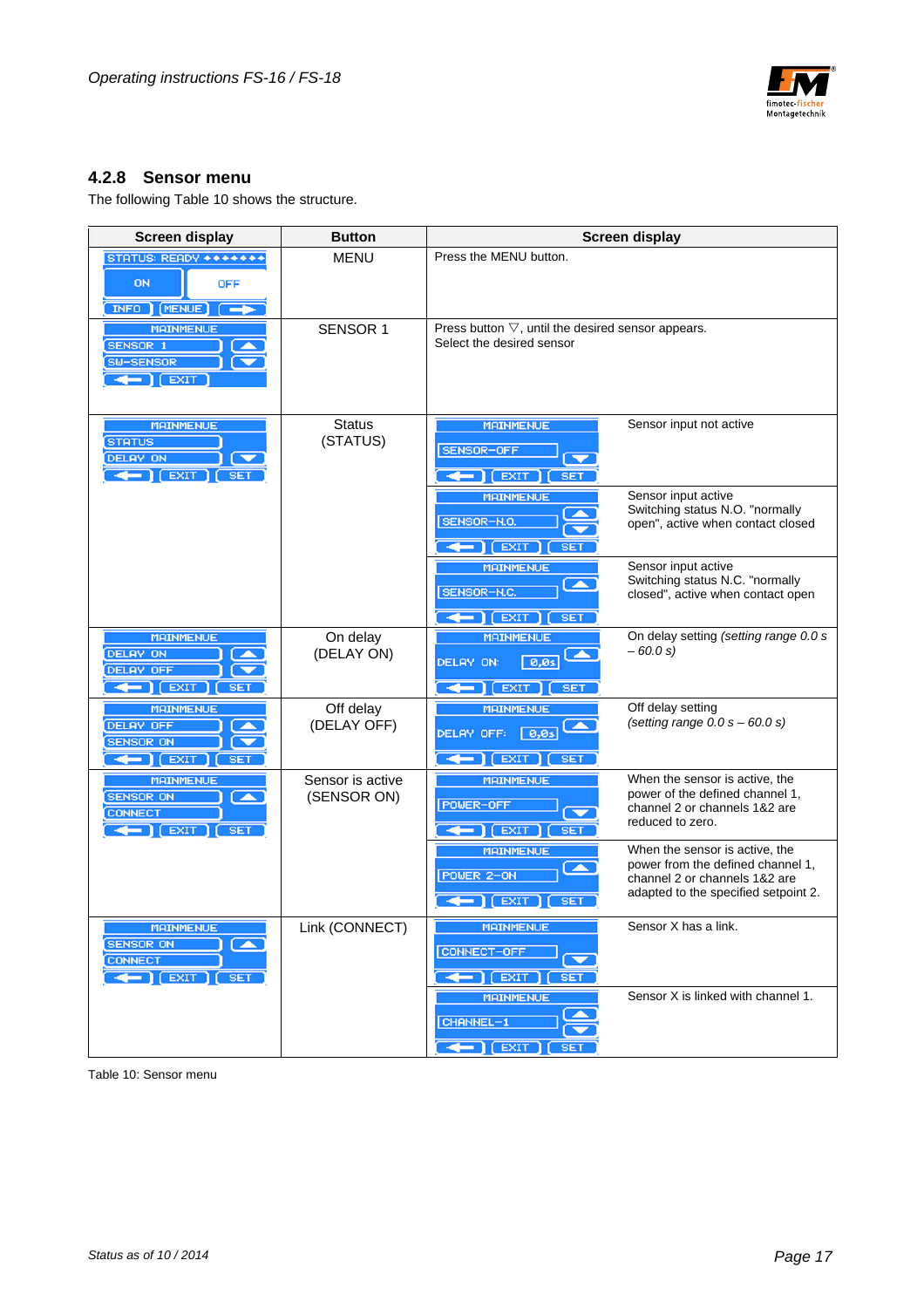## 4.2.8 Sensor menu

The following Table 10 shows the structure.

| Screen display | Button | Screen display | |
|---|---|---|---|
| STATUS: READY ♦♦♦♦♦♦♦ / ON / OFF / INFO / MENUE / → | MENU | Press the MENU button. | |
| MAINMENUE / SENSOR 1 / SW-SENSOR / ← / EXIT | SENSOR 1 | Press button ▽, until the desired sensor appears. Select the desired sensor | |
| MAINMENUE / STATUS / DELAY ON / ← / EXIT / SET | Status (STATUS) | MAINMENUE / SENSOR-OFF / ← / EXIT / SET | Sensor input not active |
| | | MAINMENUE / SENSOR-N.O. / ← / EXIT / SET | Sensor input active Switching status N.O. "normally open", active when contact closed |
| | | MAINMENUE / SENSOR-N.C. / ← / EXIT / SET | Sensor input active Switching status N.C. "normally closed", active when contact open |
| MAINMENUE / DELAY ON / DELAY OFF / ← / EXIT / SET | On delay (DELAY ON) | MAINMENUE / DELAY ON: 0,0s / ← / EXIT / SET | On delay setting *(setting range 0.0 s – 60.0 s)* |
| MAINMENUE / DELAY OFF / SENSOR ON / ← / EXIT / SET | Off delay (DELAY OFF) | MAINMENUE / DELAY OFF: 0,0s / ← / EXIT / SET | Off delay setting *(setting range 0.0 s – 60.0 s)* |
| MAINMENUE / SENSOR ON / CONNECT / ← / EXIT / SET | Sensor is active (SENSOR ON) | MAINMENUE / POWER-OFF / ← / EXIT / SET | When the sensor is active, the power of the defined channel 1, channel 2 or channels 1&2 are reduced to zero. |
| | | MAINMENUE / POWER 2-ON / ← / EXIT / SET | When the sensor is active, the power from the defined channel 1, channel 2 or channels 1&2 are adapted to the specified setpoint 2. |
| MAINMENUE / SENSOR ON / CONNECT / ← / EXIT / SET | Link (CONNECT) | MAINMENUE / CONNECT-OFF / ← / EXIT / SET | Sensor X has a link. |
| | | MAINMENUE / CHANNEL-1 / ← / EXIT / SET | Sensor X is linked with channel 1. |

Table 10: Sensor menu

Status as of 10 / 2014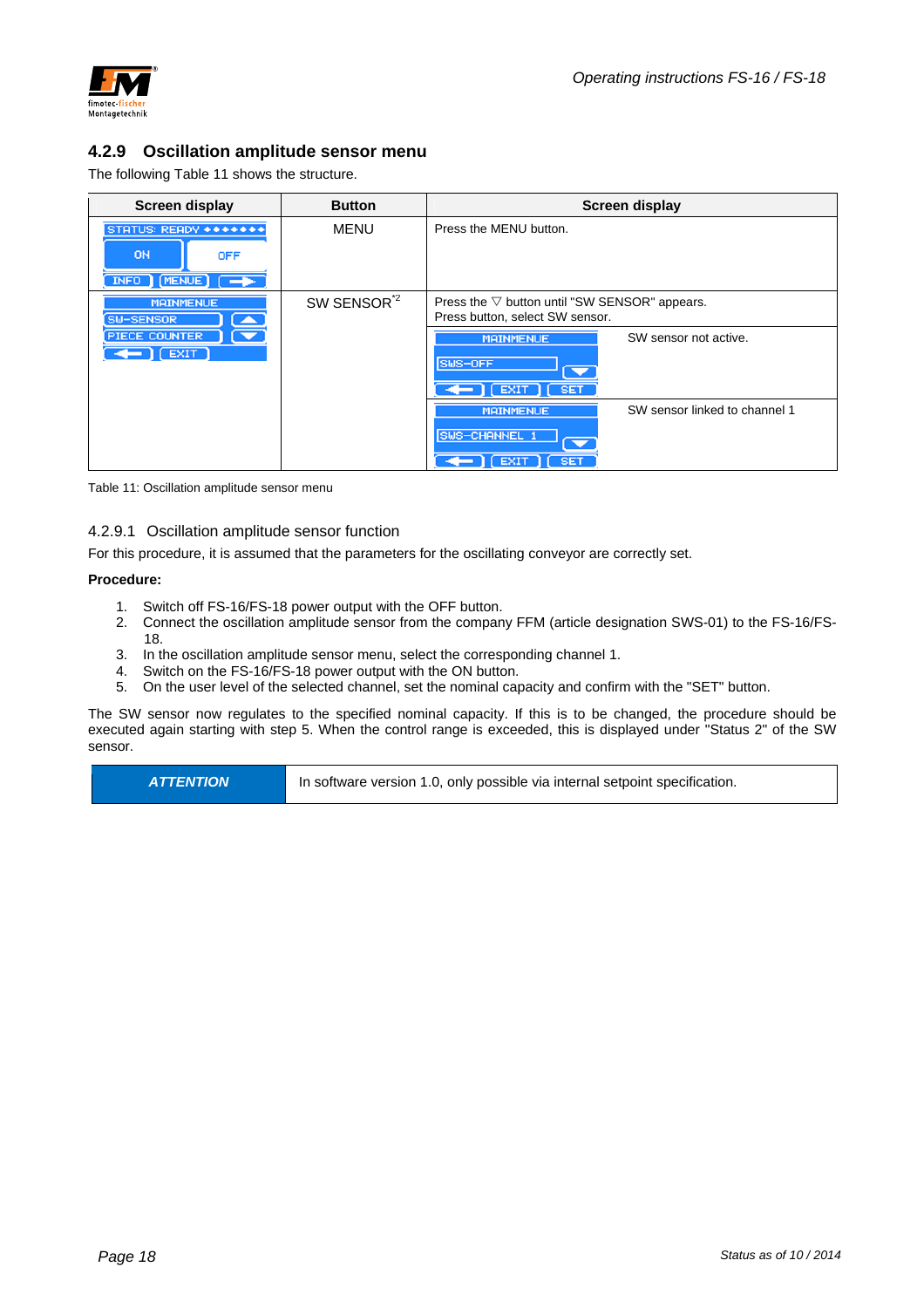## 4.2.9 Oscillation amplitude sensor menu

The following Table 11 shows the structure.

| Screen display | Button | Screen display | |
|---|---|---|---|
| STATUS: READY ◆◆◆◆◆◆◆ / ON / OFF / INFO / MENUE / → | MENU | Press the MENU button. | |
| MAINMENUE / SW-SENSOR / PIECE COUNTER / ← / EXIT | SW SENSOR[*2] | Press the ▽ button until "SW SENSOR" appears. Press button, select SW sensor. | |
| | | MAINMENUE / SWS-OFF / ← / EXIT / SET | SW sensor not active. |
| | | MAINMENUE / SWS-CHANNEL 1 / ← / EXIT / SET | SW sensor linked to channel 1 |

Table 11: Oscillation amplitude sensor menu

### 4.2.9.1 Oscillation amplitude sensor function

For this procedure, it is assumed that the parameters for the oscillating conveyor are correctly set.

**Procedure:**

1. Switch off FS-16/FS-18 power output with the OFF button.
2. Connect the oscillation amplitude sensor from the company FFM (article designation SWS-01) to the FS-16/FS-18.
3. In the oscillation amplitude sensor menu, select the corresponding channel 1.
4. Switch on the FS-16/FS-18 power output with the ON button.
5. On the user level of the selected channel, set the nominal capacity and confirm with the "SET" button.

The SW sensor now regulates to the specified nominal capacity. If this is to be changed, the procedure should be executed again starting with step 5. When the control range is exceeded, this is displayed under "Status 2" of the SW sensor.

| ***ATTENTION*** | In software version 1.0, only possible via internal setpoint specification. |
|---|---|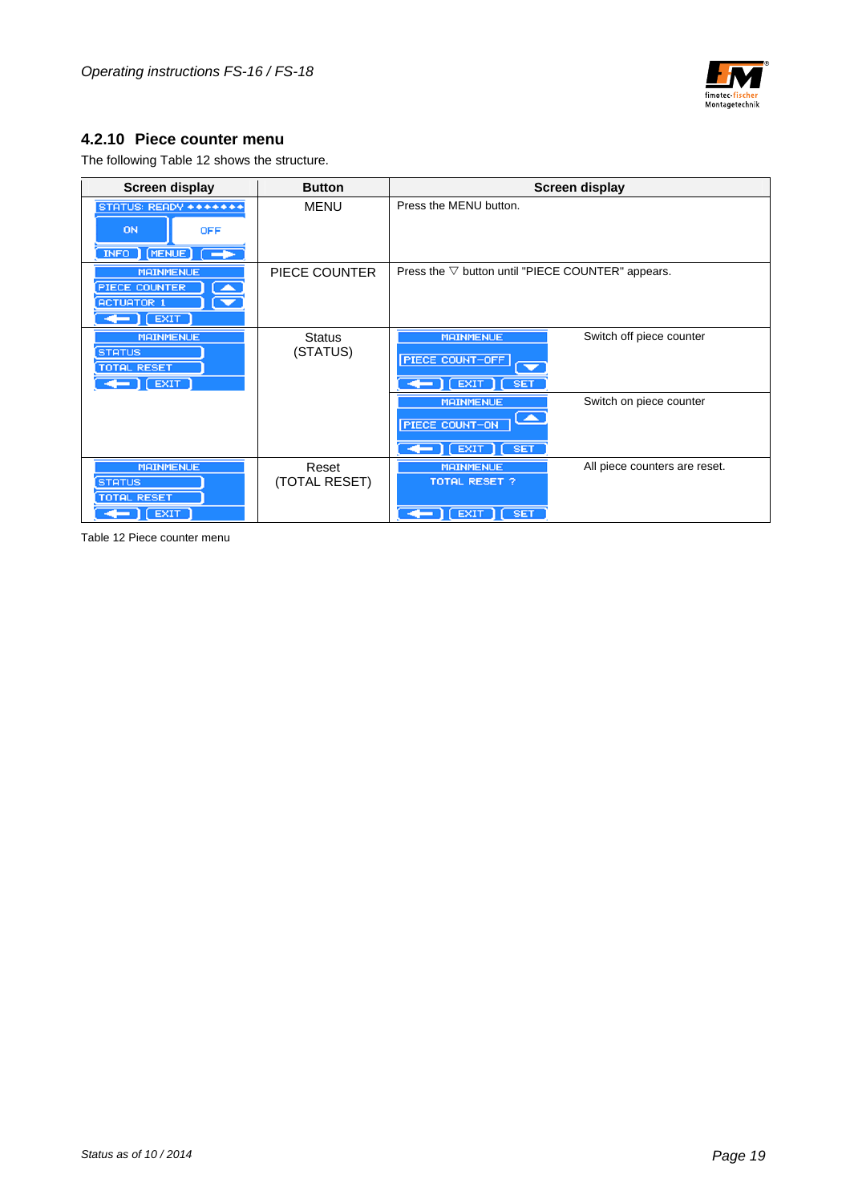### 4.2.10 Piece counter menu

The following Table 12 shows the structure.

| Screen display | Button | Screen display | |
|---|---|---|---|
| STATUS: READY ••••••• / ON / OFF / INFO / MENUE / → | MENU | Press the MENU button. | |
| MAINMENUE / PIECE COUNTER / ACTUATOR 1 / ← / EXIT | PIECE COUNTER | Press the ▽ button until "PIECE COUNTER" appears. | |
| MAINMENUE / STATUS / TOTAL RESET / ← / EXIT | Status (STATUS) | MAINMENUE / PIECE COUNT–OFF / ← / EXIT / SET | Switch off piece counter |
| | | MAINMENUE / PIECE COUNT–ON / ← / EXIT / SET | Switch on piece counter |
| MAINMENUE / STATUS / TOTAL RESET / ← / EXIT | Reset (TOTAL RESET) | MAINMENUE / TOTAL RESET ? / ← / EXIT / SET | All piece counters are reset. |

Table 12 Piece counter menu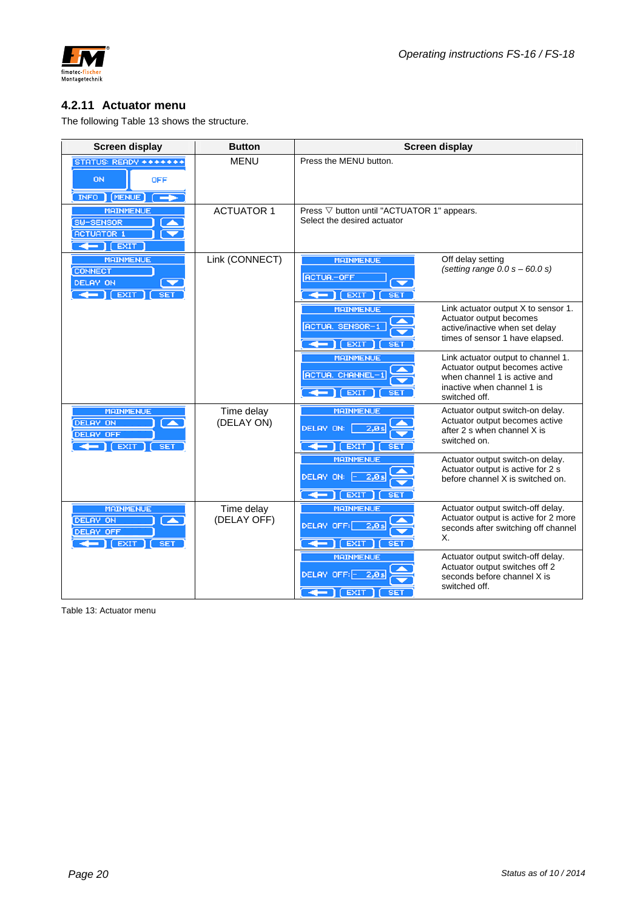### 4.2.11 Actuator menu

The following Table 13 shows the structure.

| Screen display | Button | Screen display | |
|---|---|---|---|
| STATUS: READY ◆◆◆◆◆◆◆ / ON / OFF / INFO / MENUE / → | MENU | Press the MENU button. | |
| MAINMENUE / SW-SENSOR / ACTUATOR 1 / EXIT | ACTUATOR 1 | Press ▽ button until "ACTUATOR 1" appears. Select the desired actuator | |
| MAINMENUE / CONNECT / DELAY ON / EXIT / SET | Link (CONNECT) | MAINMENUE / ACTUA.-OFF / EXIT / SET | Off delay setting *(setting range 0.0 s – 60.0 s)* |
| | | MAINMENUE / ACTUA. SENSOR-1 / EXIT / SET | Link actuator output X to sensor 1. Actuator output becomes active/inactive when set delay times of sensor 1 have elapsed. |
| | | MAINMENUE / ACTUA. CHANNEL-1 / EXIT / SET | Link actuator output to channel 1. Actuator output becomes active when channel 1 is active and inactive when channel 1 is switched off. |
| MAINMENUE / DELAY ON / DELAY OFF / EXIT / SET | Time delay (DELAY ON) | MAINMENUE / DELAY ON: 2,0 s / EXIT / SET | Actuator output switch-on delay. Actuator output becomes active after 2 s when channel X is switched on. |
| | | MAINMENUE / DELAY ON: - 2,0 s / EXIT / SET | Actuator output switch-on delay. Actuator output is active for 2 s before channel X is switched on. |
| MAINMENUE / DELAY ON / DELAY OFF / EXIT / SET | Time delay (DELAY OFF) | MAINMENUE / DELAY OFF: 2,0 s / EXIT / SET | Actuator output switch-off delay. Actuator output is active for 2 more seconds after switching off channel X. |
| | | MAINMENUE / DELAY OFF: - 2,0 s / EXIT / SET | Actuator output switch-off delay. Actuator output switches off 2 seconds before channel X is switched off. |

Table 13: Actuator menu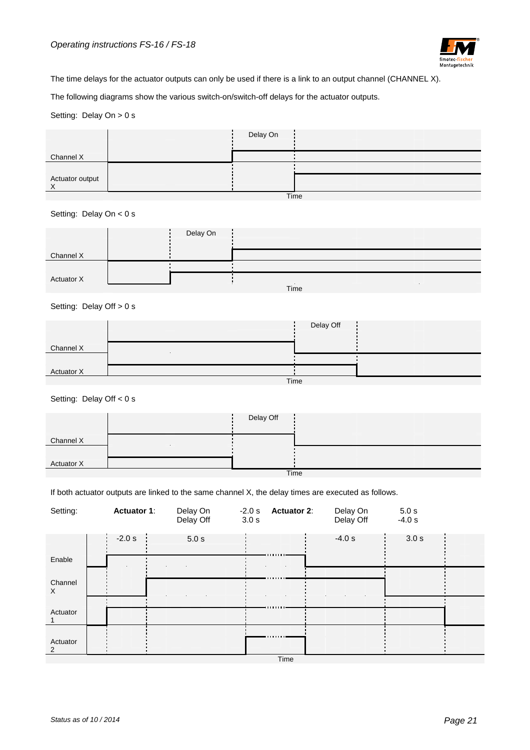The time delays for the actuator outputs can only be used if there is a link to an output channel (CHANNEL X).

The following diagrams show the various switch-on/switch-off delays for the actuator outputs.

Setting: Delay On > 0 s

Delay On

Channel X

Actuator output X

Time

Setting: Delay On < 0 s

Delay On

Channel X

Actuator X

Time

Setting: Delay Off > 0 s

Delay Off

Channel X

Actuator X

Time

Setting: Delay Off < 0 s

Delay Off

Channel X

Actuator X

Time

If both actuator outputs are linked to the same channel X, the delay times are executed as follows.

| Setting: | **Actuator 1**: | Delay On<br>Delay Off | -2.0 s<br>3.0 s | **Actuator 2**: | Delay On<br>Delay Off | 5.0 s<br>-4.0 s |
|---|---|---|---|---|---|---|

-2.0 s | 5.0 s | -4.0 s | 3.0 s

Enable

Channel X

Actuator 1

Actuator 2

Time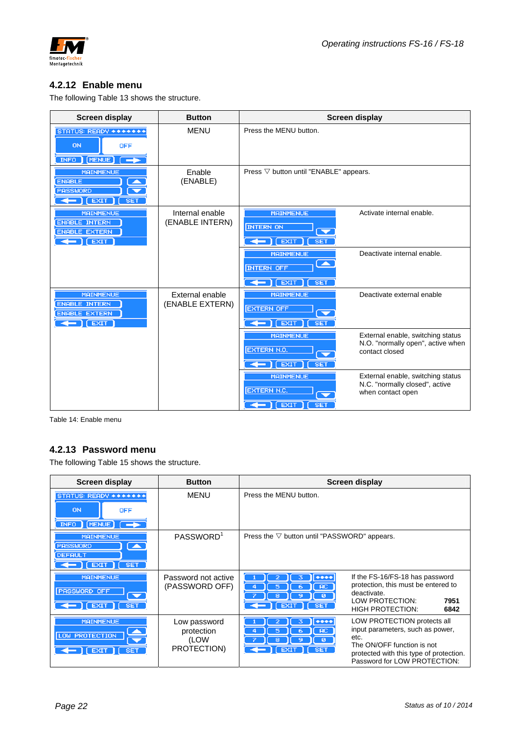## 4.2.12 Enable menu

The following Table 13 shows the structure.

| Screen display | Button | Screen display | |
|---|---|---|---|
| STATUS: READY ••••••• / ON / OFF / INFO / MENUE / → | MENU | Press the MENU button. | |
| MAINMENUE / ENABLE / PASSWORD / ← / EXIT / SET | Enable (ENABLE) | Press ▽ button until "ENABLE" appears. | |
| MAINMENUE / ENABLE INTERN / ENABLE EXTERN / ← / EXIT | Internal enable (ENABLE INTERN) | MAINMENUE / INTERN ON / ← / EXIT / SET | Activate internal enable. |
| | | MAINMENUE / INTERN OFF / ← / EXIT / SET | Deactivate internal enable. |
| MAINMENUE / ENABLE INTERN / ENABLE EXTERN / ← / EXIT | External enable (ENABLE EXTERN) | MAINMENUE / EXTERN OFF / ← / EXIT / SET | Deactivate external enable |
| | | MAINMENUE / EXTERN N.O. / ← / EXIT / SET | External enable, switching status N.O. "normally open", active when contact closed |
| | | MAINMENUE / EXTERN N.C. / ← / EXIT / SET | External enable, switching status N.C. "normally closed", active when contact open |

Table 14: Enable menu

## 4.2.13 Password menu

The following Table 15 shows the structure.

| Screen display | Button | Screen display | |
|---|---|---|---|
| STATUS: READY ••••••• / ON / OFF / INFO / MENUE / → | MENU | Press the MENU button. | |
| MAINMENUE / PASSWORD / DEFAULT / ← / EXIT / SET | PASSWORD[1] | Press the ▽ button until "PASSWORD" appears. | |
| MAINMENUE / PASSWORD OFF / ← / EXIT / SET | Password not active (PASSWORD OFF) | 1 2 3 •••• / 4 5 6 AC / 7 8 9 0 / ← / EXIT / SET | If the FS-16/FS-18 has password protection, this must be entered to deactivate.<br>LOW PROTECTION: **7951**<br>HIGH PROTECTION: **6842** |
| MAINMENUE / LOW PROTECTION / ← / EXIT / SET | Low password protection (LOW PROTECTION) | 1 2 3 •••• / 4 5 6 AC / 7 8 9 0 / ← / EXIT / SET | LOW PROTECTION protects all input parameters, such as power, etc.<br>The ON/OFF function is not protected with this type of protection.<br>Password for LOW PROTECTION: |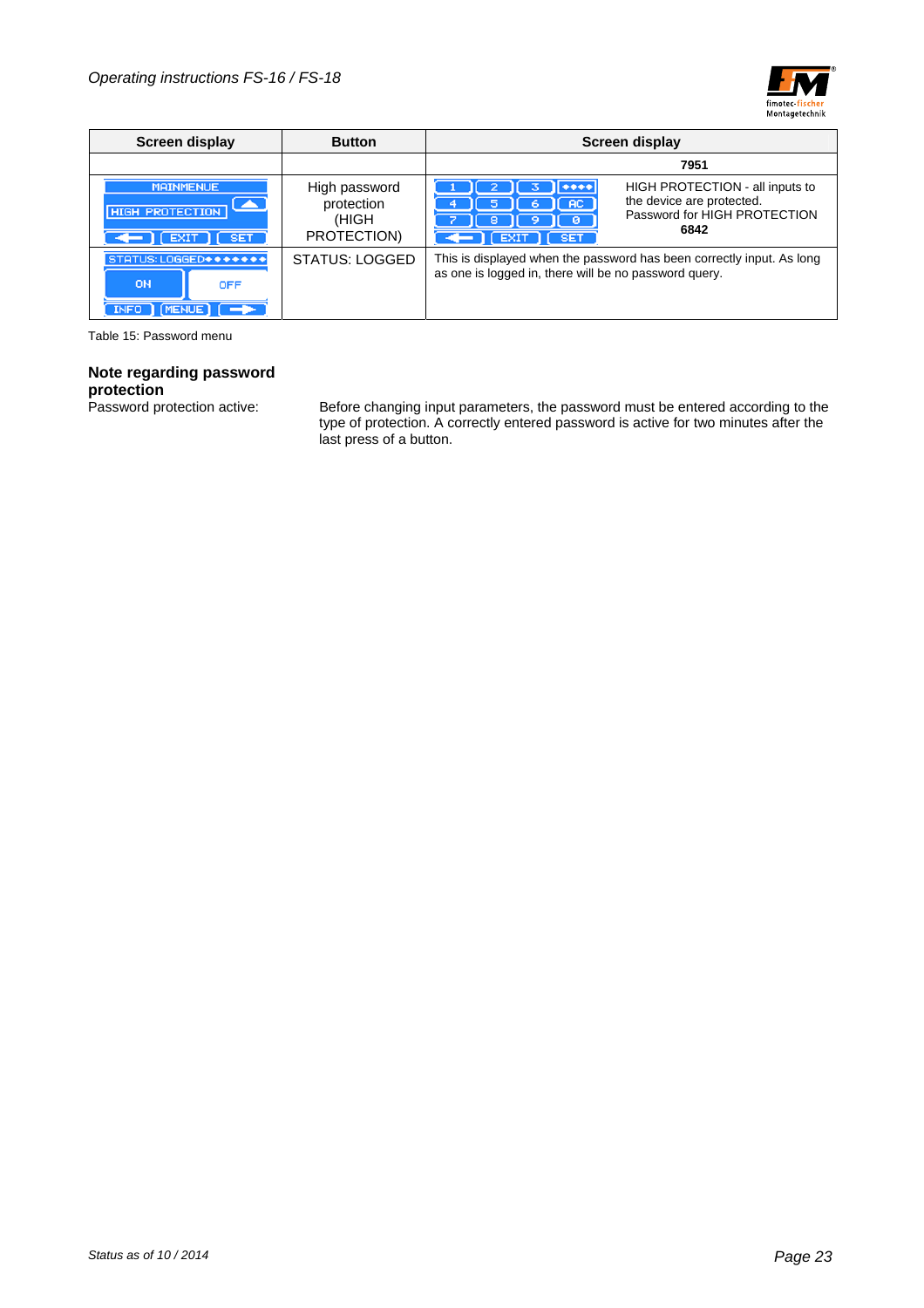| Screen display | Button | Screen display | |
|---|---|---|---|
| | | | **7951** |
| MAINMENUE / HIGH PROTECTION / EXIT / SET | High password protection (HIGH PROTECTION) | 1 2 3 •••• / 4 5 6 AC / 7 8 9 0 / EXIT SET | HIGH PROTECTION - all inputs to the device are protected. Password for HIGH PROTECTION **6842** |
| STATUS: LOGGED•••••••• / ON OFF / INFO MENUE | STATUS: LOGGED | This is displayed when the password has been correctly input. As long as one is logged in, there will be no password query. | |

Table 15: Password menu

**Note regarding password protection**

Password protection active: Before changing input parameters, the password must be entered according to the type of protection. A correctly entered password is active for two minutes after the last press of a button.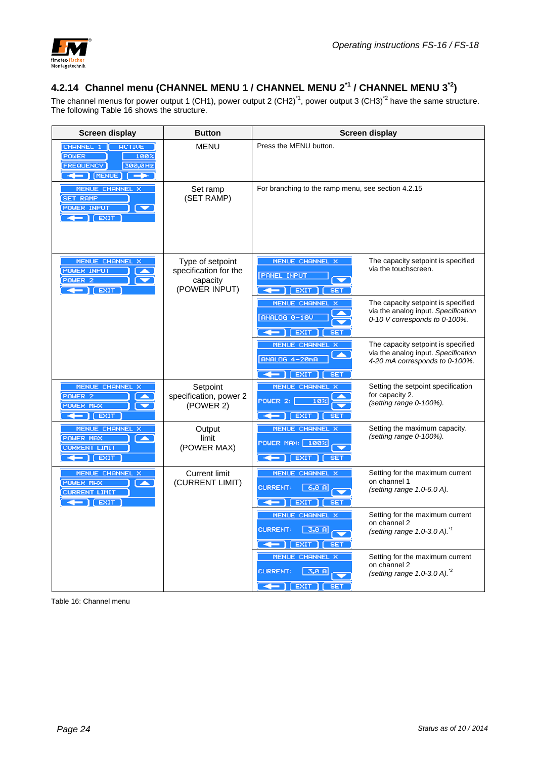## 4.2.14 Channel menu (CHANNEL MENU 1 / CHANNEL MENU 2[*1] / CHANNEL MENU 3[*2])

The channel menus for power output 1 (CH1), power output 2 (CH2)[*1], power output 3 (CH3)[*2] have the same structure. The following Table 16 shows the structure.

| Screen display | Button | Screen display | |
|---|---|---|---|
| CHANNEL 1 / ACTIVE / POWER 100% / FREQUENCY 300,0Hz / MENUE | MENU | Press the MENU button. | |
| MENUE CHANNEL X / SET RAMP / POWER INPUT / EXIT | Set ramp (SET RAMP) | For branching to the ramp menu, see section 4.2.15 | |
| MENUE CHANNEL X / POWER INPUT / POWER 2 / EXIT | Type of setpoint specification for the capacity (POWER INPUT) | MENUE CHANNEL X / PANEL INPUT / EXIT / SET | The capacity setpoint is specified via the touchscreen. |
| | | MENUE CHANNEL X / ANALOG 0-10V / EXIT / SET | The capacity setpoint is specified via the analog input. *Specification 0-10 V corresponds to 0-100%.* |
| | | MENUE CHANNEL X / ANALOG 4-20mA / EXIT / SET | The capacity setpoint is specified via the analog input. *Specification 4-20 mA corresponds to 0-100%.* |
| MENUE CHANNEL X / POWER 2 / POWER MAX / EXIT | Setpoint specification, power 2 (POWER 2) | MENUE CHANNEL X / POWER 2: 10% / EXIT / SET | Setting the setpoint specification for capacity 2. *(setting range 0-100%).* |
| MENUE CHANNEL X / POWER MAX / CURRENT LIMIT / EXIT | Output limit (POWER MAX) | MENUE CHANNEL X / POWER MAX: 100% / EXIT / SET | Setting the maximum capacity. *(setting range 0-100%).* |
| MENUE CHANNEL X / POWER MAX / CURRENT LIMIT / EXIT | Current limit (CURRENT LIMIT) | MENUE CHANNEL X / CURRENT: 6,0 A / EXIT / SET | Setting for the maximum current on channel 1 *(setting range 1.0-6.0 A).* |
| | | MENUE CHANNEL X / CURRENT: 3,0 A / EXIT / SET | Setting for the maximum current on channel 2 *(setting range 1.0-3.0 A).*[*1] |
| | | MENUE CHANNEL X / CURRENT: 3,0 A / EXIT / SET | Setting for the maximum current on channel 2 *(setting range 1.0-3.0 A).*[*2] |

Table 16: Channel menu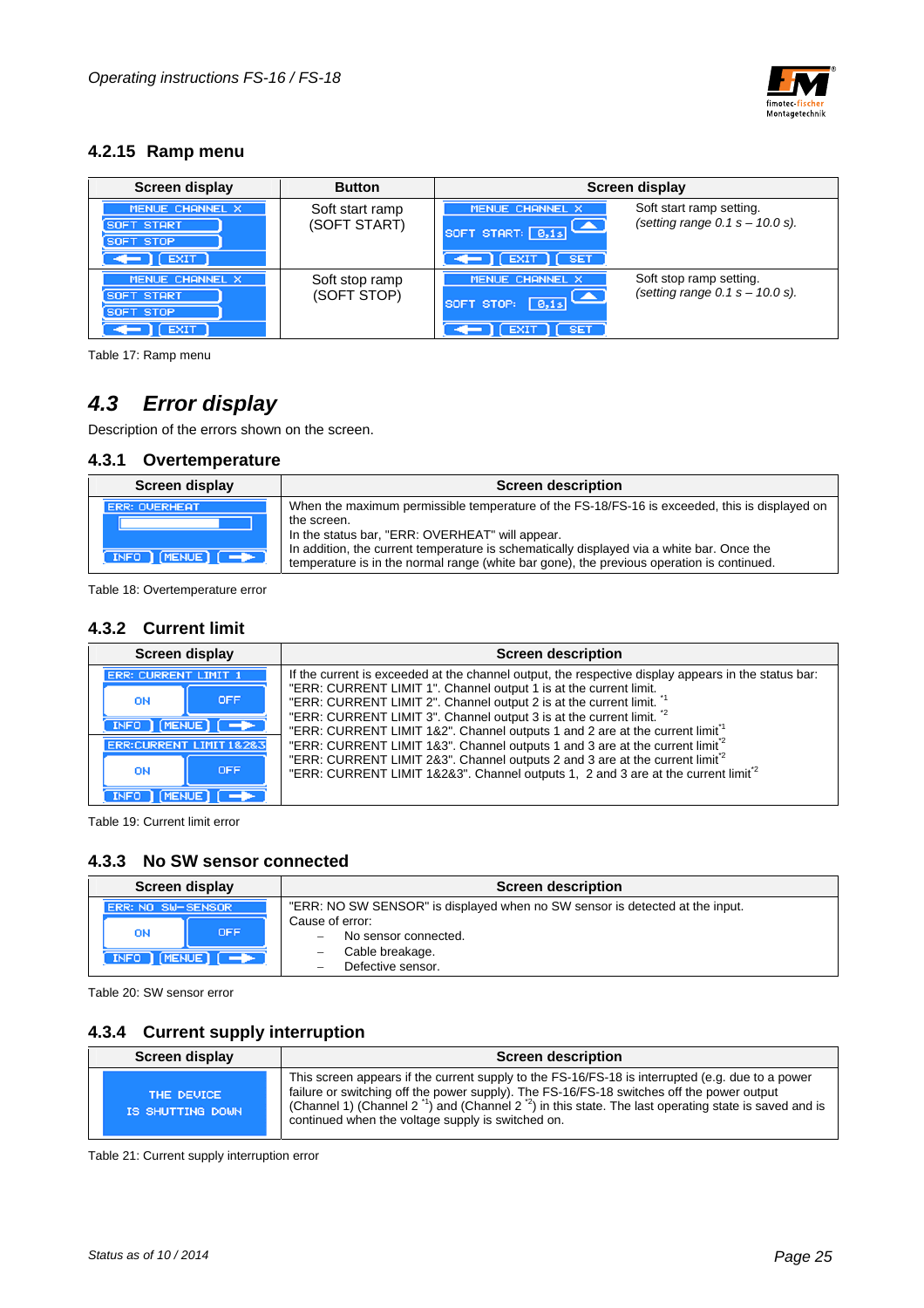### 4.2.15 Ramp menu

| Screen display | Button | Screen display | |
|---|---|---|---|
| MENUE CHANNEL X<br>SOFT START<br>SOFT STOP<br>EXIT | Soft start ramp (SOFT START) | MENUE CHANNEL X<br>SOFT START: 0,1s<br>EXIT SET | Soft start ramp setting.<br>*(setting range 0.1 s – 10.0 s).* |
| MENUE CHANNEL X<br>SOFT START<br>SOFT STOP<br>EXIT | Soft stop ramp (SOFT STOP) | MENUE CHANNEL X<br>SOFT STOP: 0,1s<br>EXIT SET | Soft stop ramp setting.<br>*(setting range 0.1 s – 10.0 s).* |

Table 17: Ramp menu

## 4.3 Error display

Description of the errors shown on the screen.

### 4.3.1 Overtemperature

| Screen display | Screen description |
|---|---|
| ERR: OVERHEAT<br>INFO MENUE | When the maximum permissible temperature of the FS-18/FS-16 is exceeded, this is displayed on the screen.<br>In the status bar, "ERR: OVERHEAT" will appear.<br>In addition, the current temperature is schematically displayed via a white bar. Once the temperature is in the normal range (white bar gone), the previous operation is continued. |

Table 18: Overtemperature error

### 4.3.2 Current limit

| Screen display | Screen description |
|---|---|
| ERR: CURRENT LIMIT 1<br>ON OFF<br>INFO MENUE<br>ERR:CURRENT LIMIT 1&2&3<br>ON OFF<br>INFO MENUE | If the current is exceeded at the channel output, the respective display appears in the status bar:<br>"ERR: CURRENT LIMIT 1". Channel output 1 is at the current limit.<br>"ERR: CURRENT LIMIT 2". Channel output 2 is at the current limit. [*1]<br>"ERR: CURRENT LIMIT 3". Channel output 3 is at the current limit. [*2]<br>"ERR: CURRENT LIMIT 1&2". Channel outputs 1 and 2 are at the current limit[*1]<br>"ERR: CURRENT LIMIT 1&3". Channel outputs 1 and 3 are at the current limit[*2]<br>"ERR: CURRENT LIMIT 2&3". Channel outputs 2 and 3 are at the current limit[*2]<br>"ERR: CURRENT LIMIT 1&2&3". Channel outputs 1, 2 and 3 are at the current limit[*2] |

Table 19: Current limit error

### 4.3.3 No SW sensor connected

| Screen display | Screen description |
|---|---|
| ERR: NO SW-SENSOR<br>ON OFF<br>INFO MENUE | "ERR: NO SW SENSOR" is displayed when no SW sensor is detected at the input.<br>Cause of error:<br>– No sensor connected.<br>– Cable breakage.<br>– Defective sensor. |

Table 20: SW sensor error

### 4.3.4 Current supply interruption

| Screen display | Screen description |
|---|---|
| THE DEVICE<br>IS SHUTTING DOWN | This screen appears if the current supply to the FS-16/FS-18 is interrupted (e.g. due to a power failure or switching off the power supply). The FS-16/FS-18 switches off the power output (Channel 1) (Channel 2 [*1]) and (Channel 2 [*2]) in this state. The last operating state is saved and is continued when the voltage supply is switched on. |

Table 21: Current supply interruption error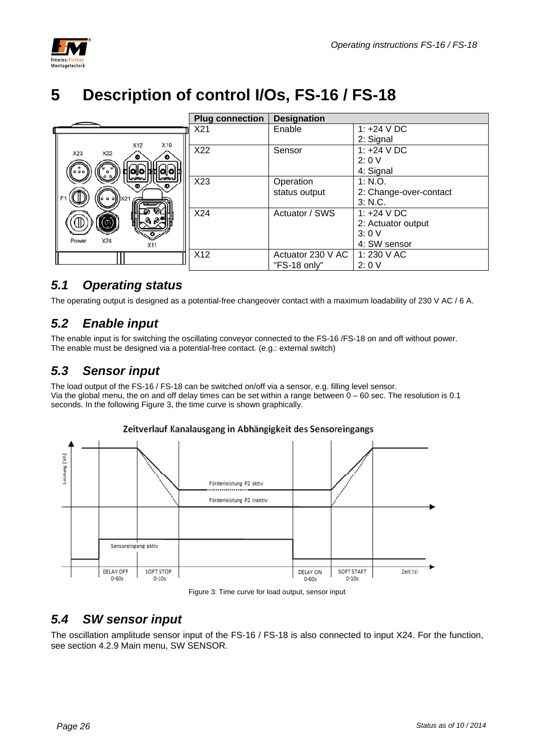# 5 Description of control I/Os, FS-16 / FS-18

| Plug connection | Designation | |
|---|---|---|
| X21 | Enable | 1: +24 V DC<br>2: Signal |
| X22 | Sensor | 1: +24 V DC<br>2: 0 V<br>4: Signal |
| X23 | Operation status output | 1: N.O.<br>2: Change-over-contact<br>3: N.C. |
| X24 | Actuator / SWS | 1: +24 V DC<br>2: Actuator output<br>3: 0 V<br>4: SW sensor |
| X12 | Actuator 230 V AC "FS-18 only" | 1: 230 V AC<br>2: 0 V |

## 5.1 Operating status

The operating output is designed as a potential-free changeover contact with a maximum loadability of 230 V AC / 6 A.

## 5.2 Enable input

The enable input is for switching the oscillating conveyor connected to the FS-16 /FS-18 on and off without power.
The enable must be designed via a potential-free contact. (e.g.: external switch)

## 5.3 Sensor input

The load output of the FS-16 / FS-18 can be switched on/off via a sensor, e.g. filling level sensor.
Via the global menu, the on and off delay times can be set within a range between 0 – 60 sec. The resolution is 0.1 seconds. In the following Figure 3, the time curve is shown graphically.

Figure 3: Time curve for load output, sensor input

## 5.4 SW sensor input

The oscillation amplitude sensor input of the FS-16 / FS-18 is also connected to input X24. For the function, see section 4.2.9 Main menu, SW SENSOR.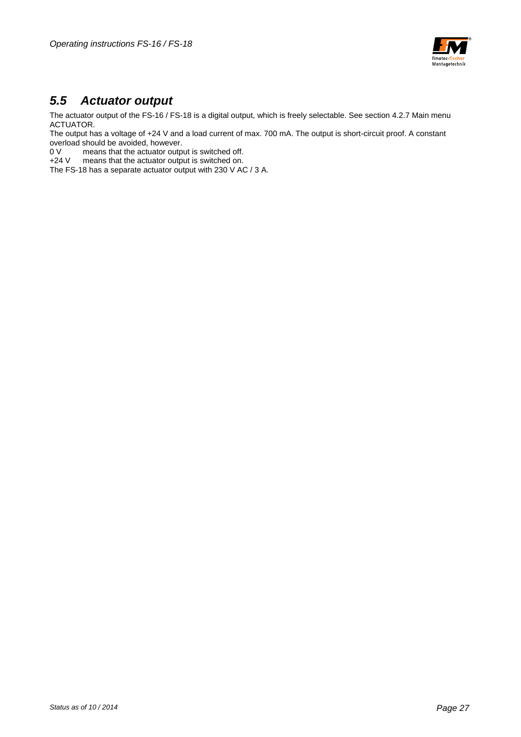## *5.5 Actuator output*

The actuator output of the FS-16 / FS-18 is a digital output, which is freely selectable. See section 4.2.7 Main menu ACTUATOR.

The output has a voltage of +24 V and a load current of max. 700 mA. The output is short-circuit proof. A constant overload should be avoided, however.

0 V means that the actuator output is switched off.
+24 V means that the actuator output is switched on.

The FS-18 has a separate actuator output with 230 V AC / 3 A.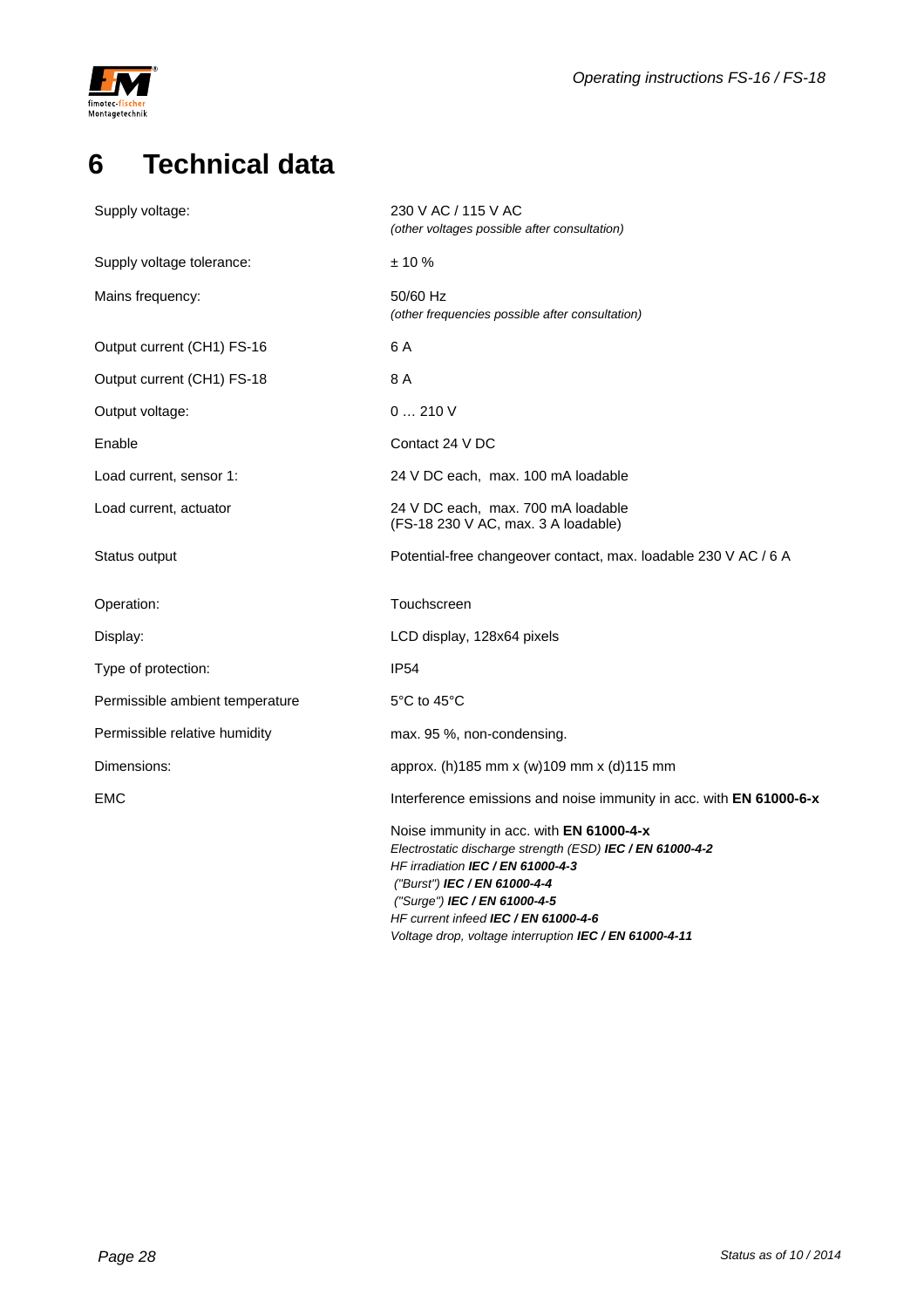# 6 Technical data

| | |
|---|---|
| Supply voltage: | 230 V AC / 115 V AC<br>*(other voltages possible after consultation)* |
| Supply voltage tolerance: | ± 10 % |
| Mains frequency: | 50/60 Hz<br>*(other frequencies possible after consultation)* |
| Output current (CH1) FS-16 | 6 A |
| Output current (CH1) FS-18 | 8 A |
| Output voltage: | 0 … 210 V |
| Enable | Contact 24 V DC |
| Load current, sensor 1: | 24 V DC each, max. 100 mA loadable |
| Load current, actuator | 24 V DC each, max. 700 mA loadable<br>(FS-18 230 V AC, max. 3 A loadable) |
| Status output | Potential-free changeover contact, max. loadable 230 V AC / 6 A |
| Operation: | Touchscreen |
| Display: | LCD display, 128x64 pixels |
| Type of protection: | IP54 |
| Permissible ambient temperature | 5°C to 45°C |
| Permissible relative humidity | max. 95 %, non-condensing. |
| Dimensions: | approx. (h)185 mm x (w)109 mm x (d)115 mm |
| EMC | Interference emissions and noise immunity in acc. with **EN 61000-6-x** |
| | Noise immunity in acc. with **EN 61000-4-x**<br>*Electrostatic discharge strength (ESD)* ***IEC / EN 61000-4-2***<br>*HF irradiation* ***IEC / EN 61000-4-3***<br>*("Burst")* ***IEC / EN 61000-4-4***<br>*("Surge")* ***IEC / EN 61000-4-5***<br>*HF current infeed* ***IEC / EN 61000-4-6***<br>*Voltage drop, voltage interruption* ***IEC / EN 61000-4-11*** |

*Status as of 10 / 2014*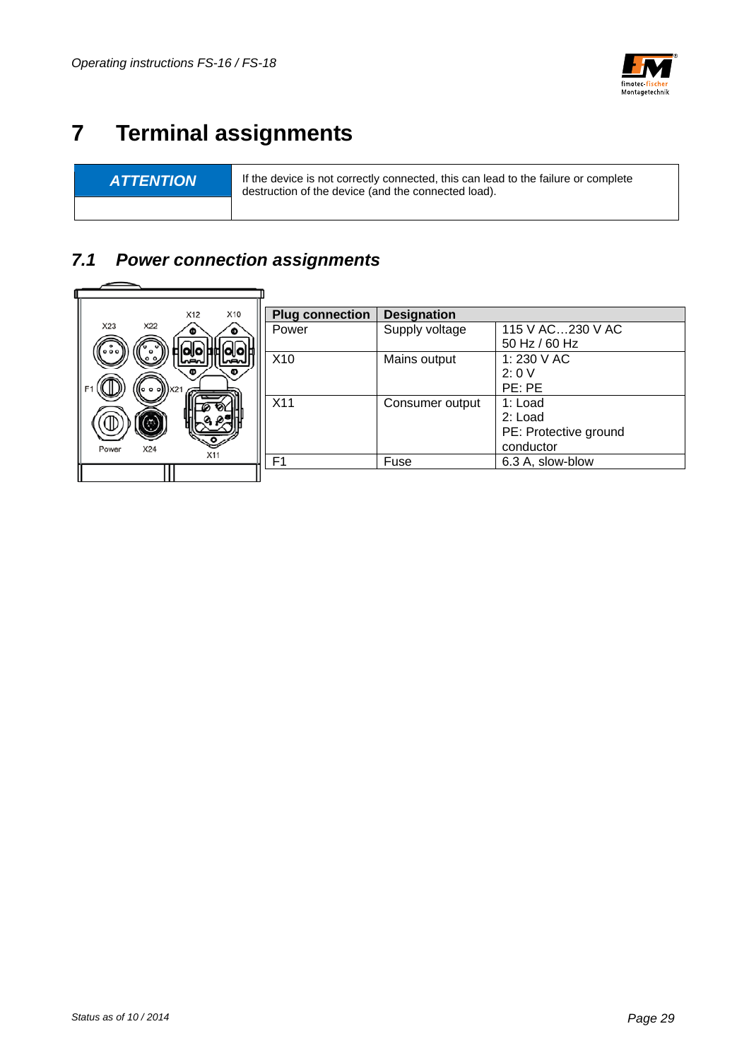# 7 Terminal assignments

| ATTENTION | If the device is not correctly connected, this can lead to the failure or complete destruction of the device (and the connected load). |
|---|---|

## *7.1 Power connection assignments*

| Plug connection | Designation | |
|---|---|---|
| Power | Supply voltage | 115 V AC…230 V AC<br>50 Hz / 60 Hz |
| X10 | Mains output | 1: 230 V AC<br>2: 0 V<br>PE: PE |
| X11 | Consumer output | 1: Load<br>2: Load<br>PE: Protective ground conductor |
| F1 | Fuse | 6.3 A, slow-blow |

Status as of 10 / 2014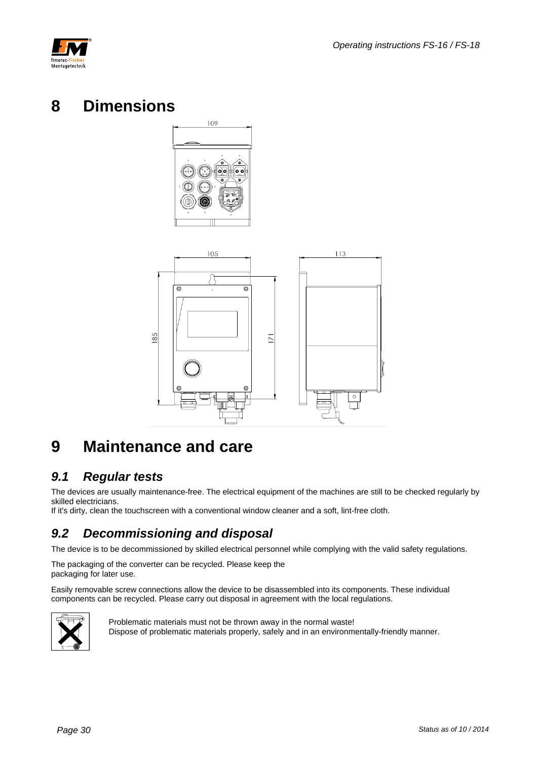# 8 Dimensions

# 9 Maintenance and care

## 9.1 Regular tests

The devices are usually maintenance-free. The electrical equipment of the machines are still to be checked regularly by skilled electricians.
If it's dirty, clean the touchscreen with a conventional window cleaner and a soft, lint-free cloth.

## 9.2 Decommissioning and disposal

The device is to be decommissioned by skilled electrical personnel while complying with the valid safety regulations.

The packaging of the converter can be recycled. Please keep the packaging for later use.

Easily removable screw connections allow the device to be disassembled into its components. These individual components can be recycled. Please carry out disposal in agreement with the local regulations.

Problematic materials must not be thrown away in the normal waste!
Dispose of problematic materials properly, safely and in an environmentally-friendly manner.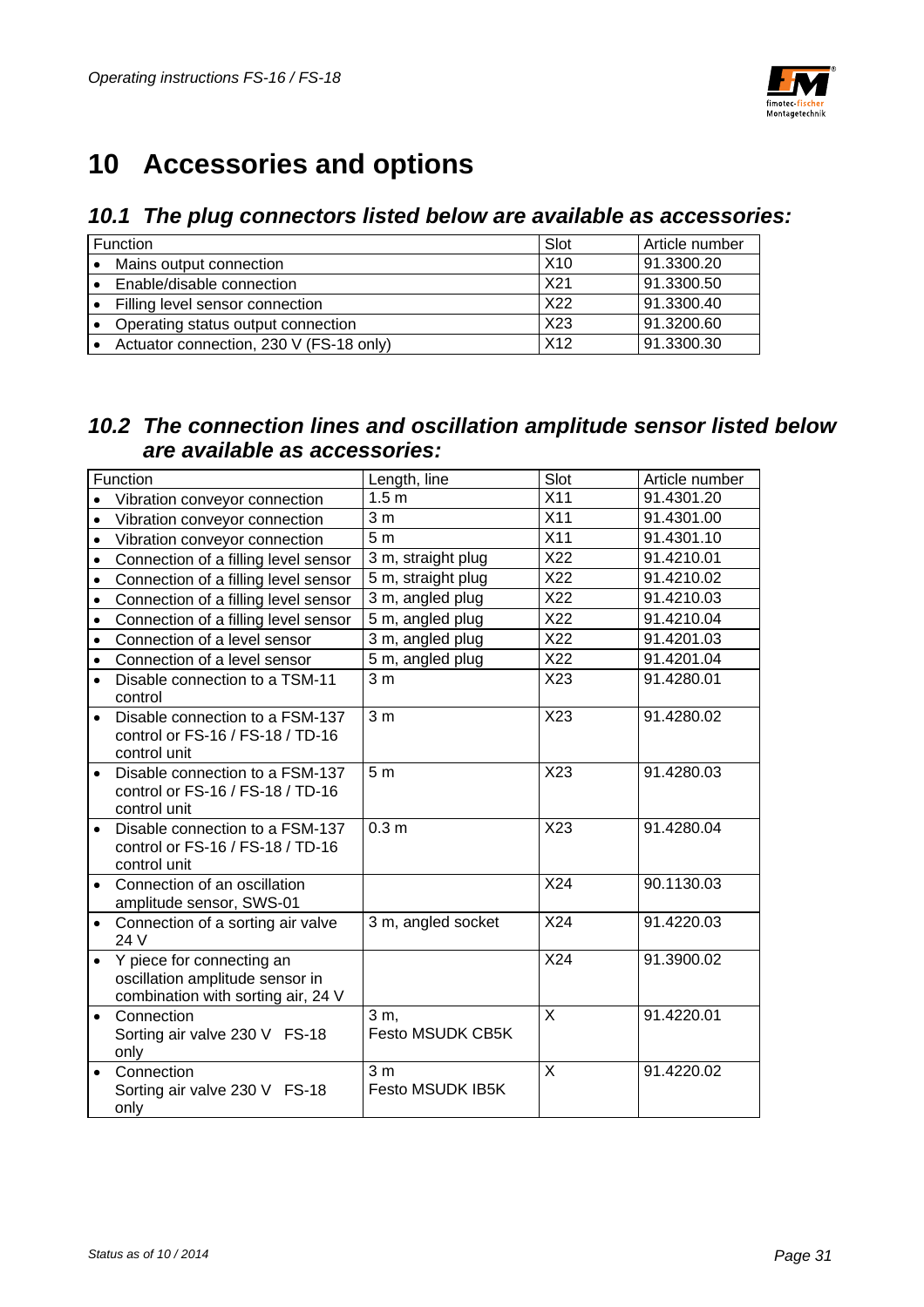# 10 Accessories and options

## 10.1 The plug connectors listed below are available as accessories:

| Function | Slot | Article number |
|---|---|---|
| • Mains output connection | X10 | 91.3300.20 |
| • Enable/disable connection | X21 | 91.3300.50 |
| • Filling level sensor connection | X22 | 91.3300.40 |
| • Operating status output connection | X23 | 91.3200.60 |
| • Actuator connection, 230 V (FS-18 only) | X12 | 91.3300.30 |

## 10.2 The connection lines and oscillation amplitude sensor listed below are available as accessories:

| Function | Length, line | Slot | Article number |
|---|---|---|---|
| • Vibration conveyor connection | 1.5 m | X11 | 91.4301.20 |
| • Vibration conveyor connection | 3 m | X11 | 91.4301.00 |
| • Vibration conveyor connection | 5 m | X11 | 91.4301.10 |
| • Connection of a filling level sensor | 3 m, straight plug | X22 | 91.4210.01 |
| • Connection of a filling level sensor | 5 m, straight plug | X22 | 91.4210.02 |
| • Connection of a filling level sensor | 3 m, angled plug | X22 | 91.4210.03 |
| • Connection of a filling level sensor | 5 m, angled plug | X22 | 91.4210.04 |
| • Connection of a level sensor | 3 m, angled plug | X22 | 91.4201.03 |
| • Connection of a level sensor | 5 m, angled plug | X22 | 91.4201.04 |
| • Disable connection to a TSM-11 control | 3 m | X23 | 91.4280.01 |
| • Disable connection to a FSM-137 control or FS-16 / FS-18 / TD-16 control unit | 3 m | X23 | 91.4280.02 |
| • Disable connection to a FSM-137 control or FS-16 / FS-18 / TD-16 control unit | 5 m | X23 | 91.4280.03 |
| • Disable connection to a FSM-137 control or FS-16 / FS-18 / TD-16 control unit | 0.3 m | X23 | 91.4280.04 |
| • Connection of an oscillation amplitude sensor, SWS-01 | | X24 | 90.1130.03 |
| • Connection of a sorting air valve 24 V | 3 m, angled socket | X24 | 91.4220.03 |
| • Y piece for connecting an oscillation amplitude sensor in combination with sorting air, 24 V | | X24 | 91.3900.02 |
| • Connection Sorting air valve 230 V FS-18 only | 3 m, Festo MSUDK CB5K | X | 91.4220.01 |
| • Connection Sorting air valve 230 V FS-18 only | 3 m Festo MSUDK IB5K | X | 91.4220.02 |

*Status as of 10 / 2014*